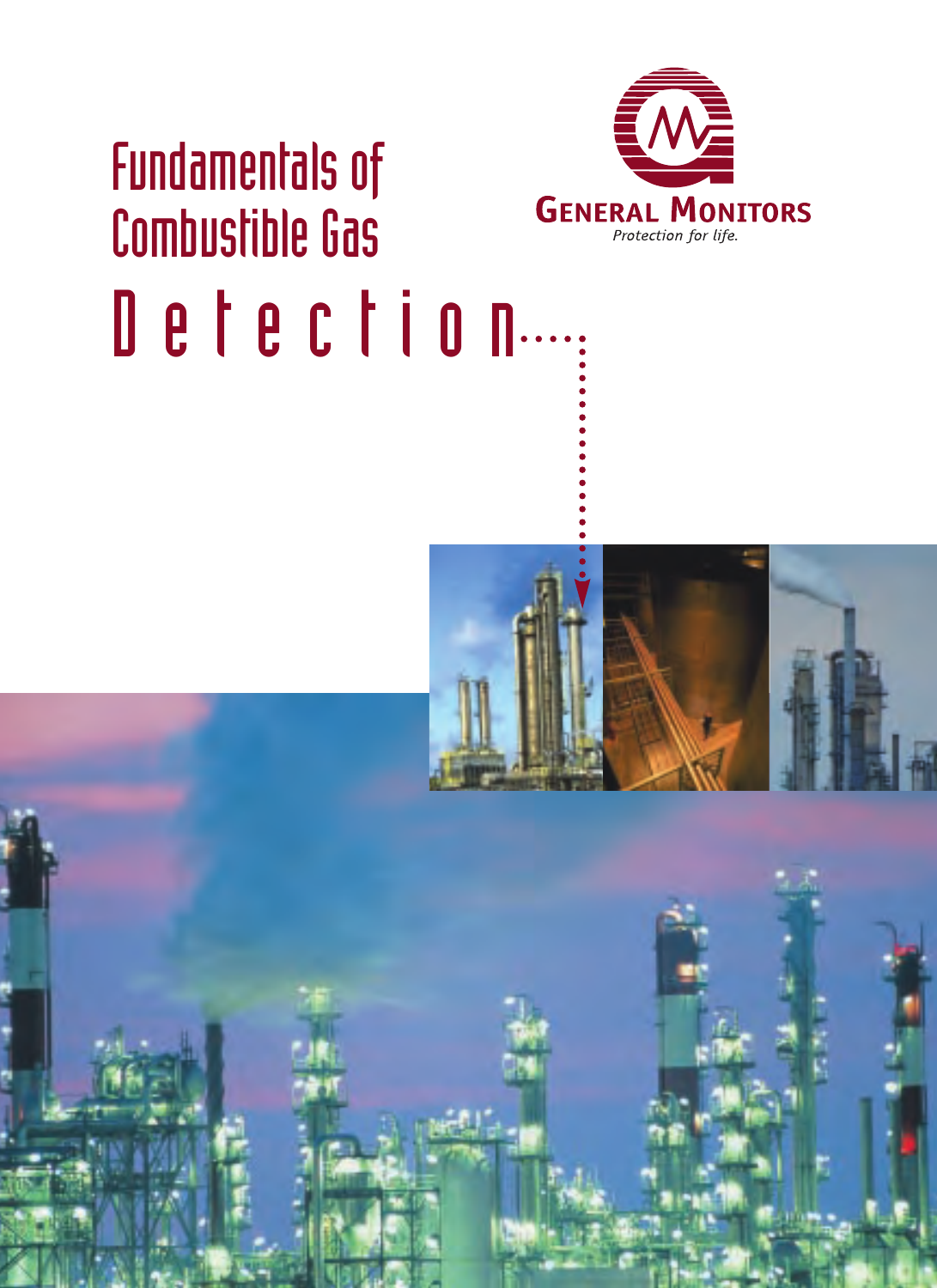# Fundamentals of Combustible Gas Detection

GENERAL MONITORS

*Protection for life.*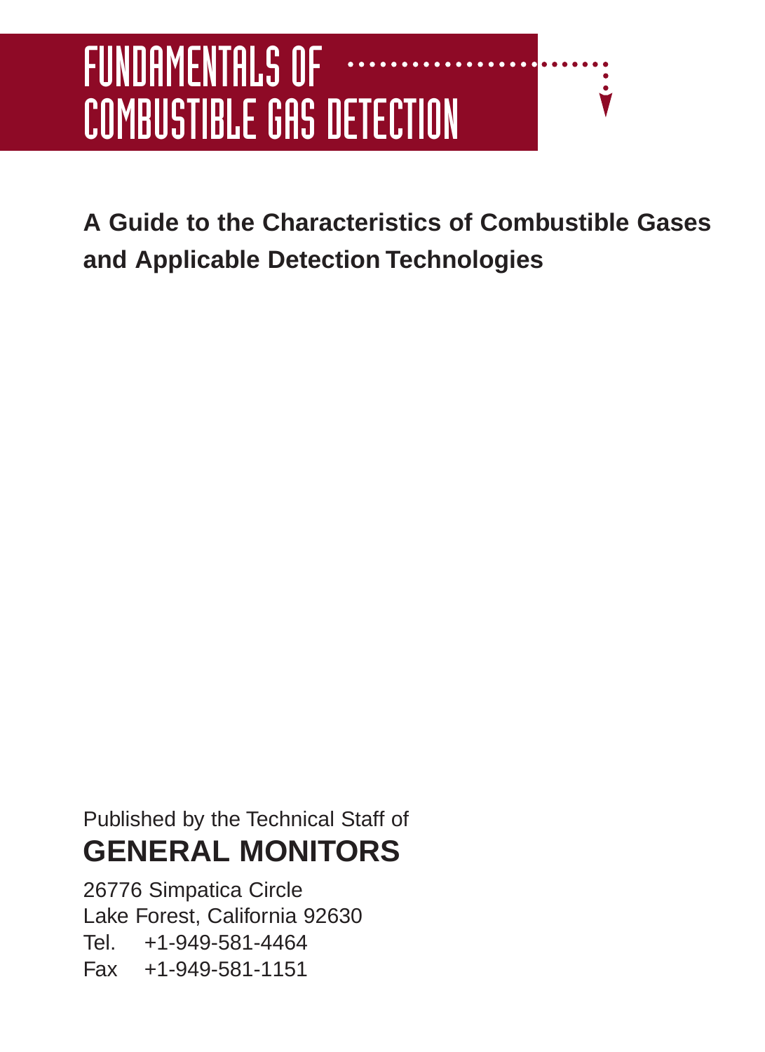# FUNDAMENTALS OF COMBUSTIBLE GAS DETECTION

**A Guide to the Characteristics of Combustible Gases and Applicable Detection Technologies**

Published by the Technical Staff of

**GENERAL MONITORS**

26776 Simpatica Circle
Lake Forest, California 92630
Tel. +1-949-581-4464
Fax +1-949-581-1151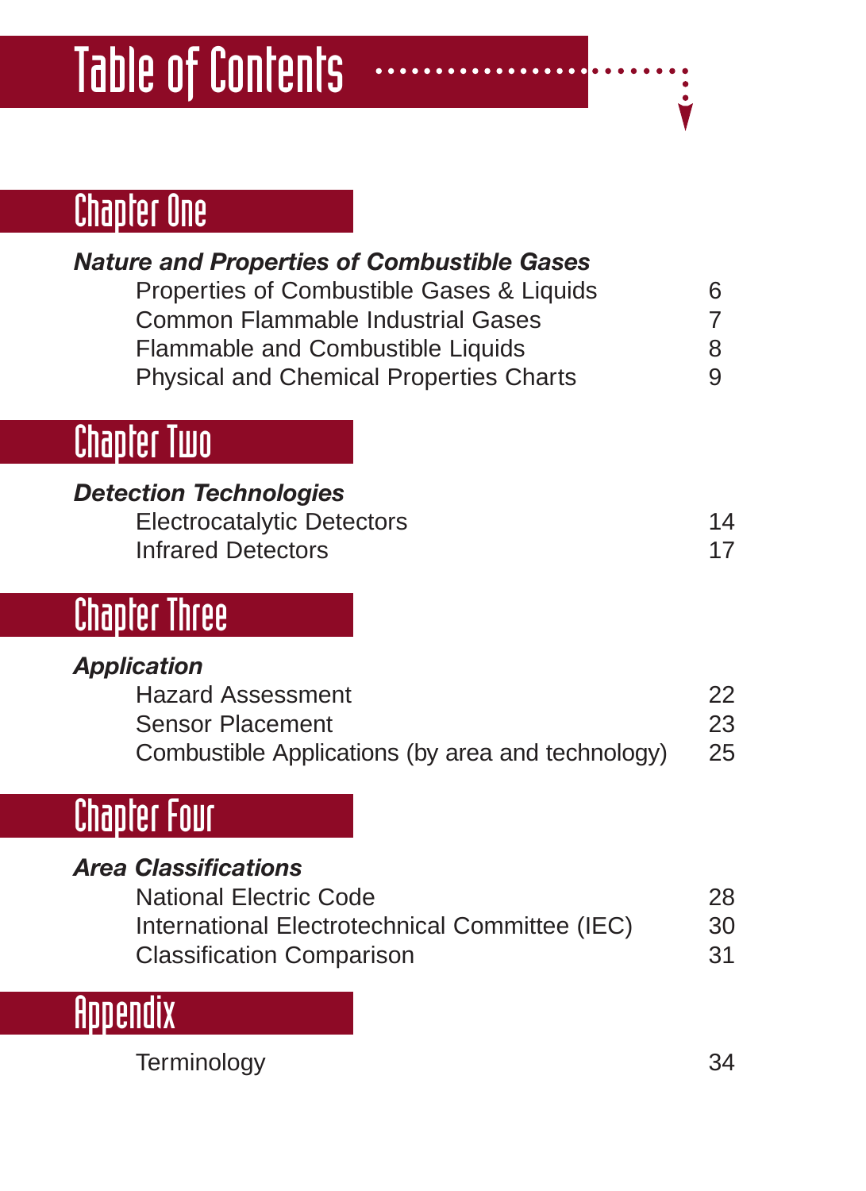# Table of Contents

## Chapter One

***Nature and Properties of Combustible Gases***

| | |
|---|---|
| Properties of Combustible Gases & Liquids | 6 |
| Common Flammable Industrial Gases | 7 |
| Flammable and Combustible Liquids | 8 |
| Physical and Chemical Properties Charts | 9 |

## Chapter Two

***Detection Technologies***

| | |
|---|---|
| Electrocatalytic Detectors | 14 |
| Infrared Detectors | 17 |

## Chapter Three

***Application***

| | |
|---|---|
| Hazard Assessment | 22 |
| Sensor Placement | 23 |
| Combustible Applications (by area and technology) | 25 |

## Chapter Four

***Area Classifications***

| | |
|---|---|
| National Electric Code | 28 |
| International Electrotechnical Committee (IEC) | 30 |
| Classification Comparison | 31 |

## Appendix

| | |
|---|---|
| Terminology | 34 |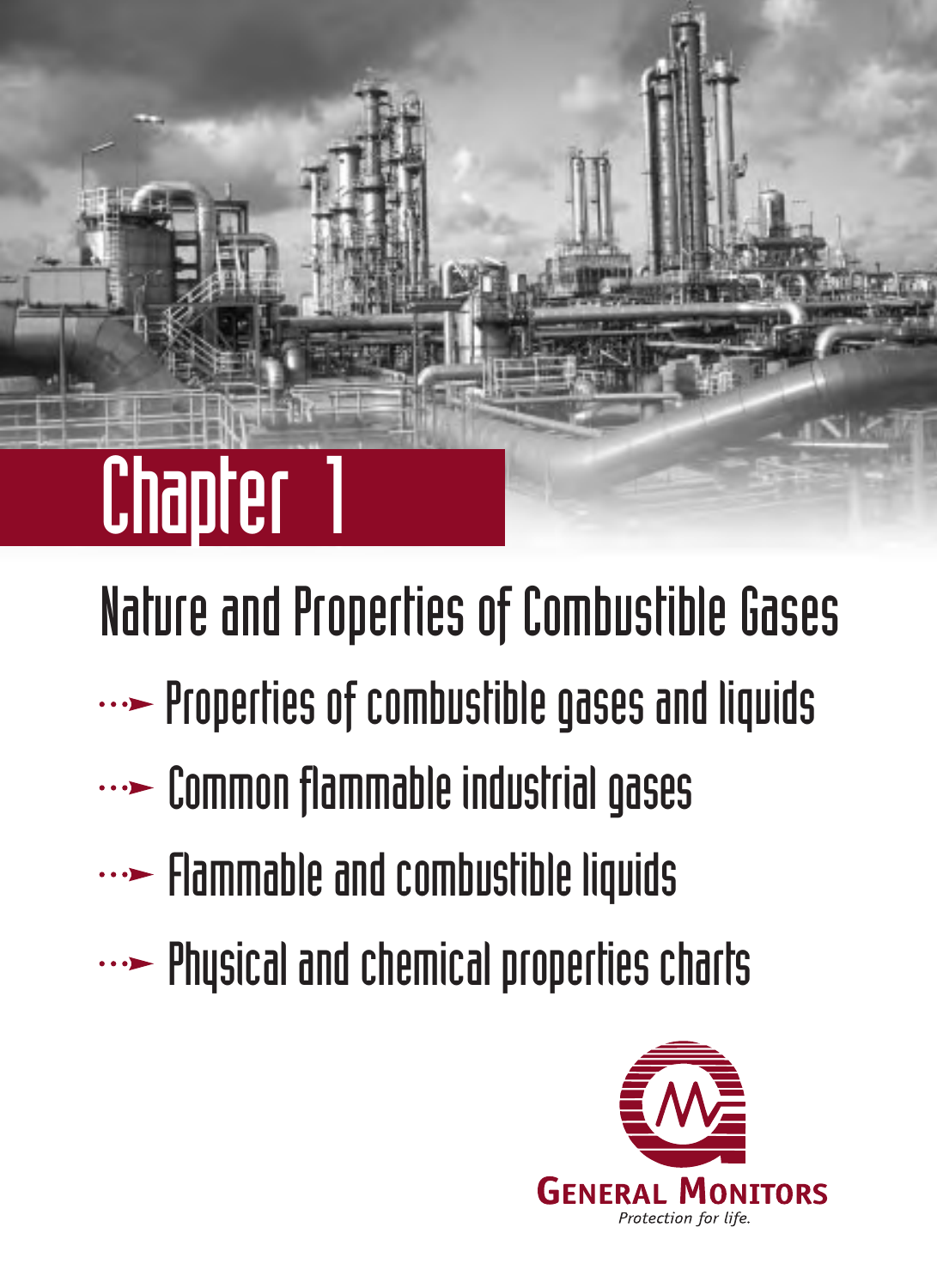# Chapter 1

## Nature and Properties of Combustible Gases

- Properties of combustible gases and liquids
- Common flammable industrial gases
- Flammable and combustible liquids
- Physical and chemical properties charts

GENERAL MONITORS

*Protection for life.*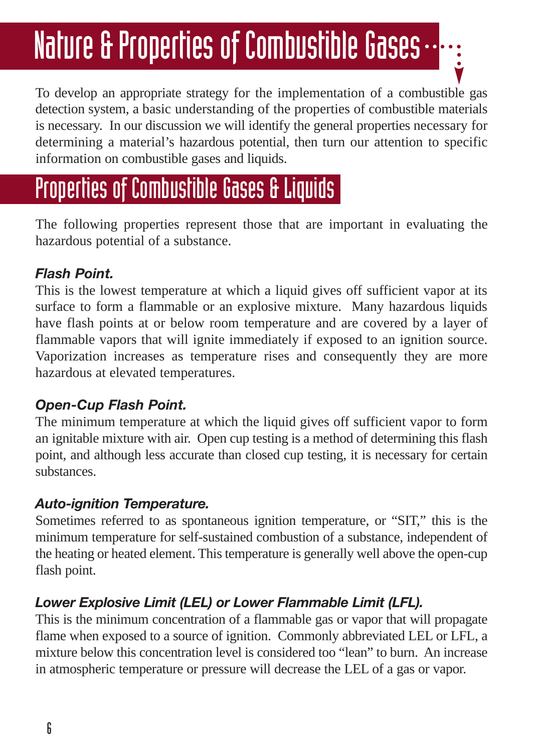# Nature & Properties of Combustible Gases

To develop an appropriate strategy for the implementation of a combustible gas detection system, a basic understanding of the properties of combustible materials is necessary. In our discussion we will identify the general properties necessary for determining a material's hazardous potential, then turn our attention to specific information on combustible gases and liquids.

## Properties of Combustible Gases & Liquids

The following properties represent those that are important in evaluating the hazardous potential of a substance.

***Flash Point.***
This is the lowest temperature at which a liquid gives off sufficient vapor at its surface to form a flammable or an explosive mixture. Many hazardous liquids have flash points at or below room temperature and are covered by a layer of flammable vapors that will ignite immediately if exposed to an ignition source. Vaporization increases as temperature rises and consequently they are more hazardous at elevated temperatures.

***Open-Cup Flash Point.***
The minimum temperature at which the liquid gives off sufficient vapor to form an ignitable mixture with air. Open cup testing is a method of determining this flash point, and although less accurate than closed cup testing, it is necessary for certain substances.

***Auto-ignition Temperature.***
Sometimes referred to as spontaneous ignition temperature, or "SIT," this is the minimum temperature for self-sustained combustion of a substance, independent of the heating or heated element. This temperature is generally well above the open-cup flash point.

***Lower Explosive Limit (LEL) or Lower Flammable Limit (LFL).***
This is the minimum concentration of a flammable gas or vapor that will propagate flame when exposed to a source of ignition. Commonly abbreviated LEL or LFL, a mixture below this concentration level is considered too "lean" to burn. An increase in atmospheric temperature or pressure will decrease the LEL of a gas or vapor.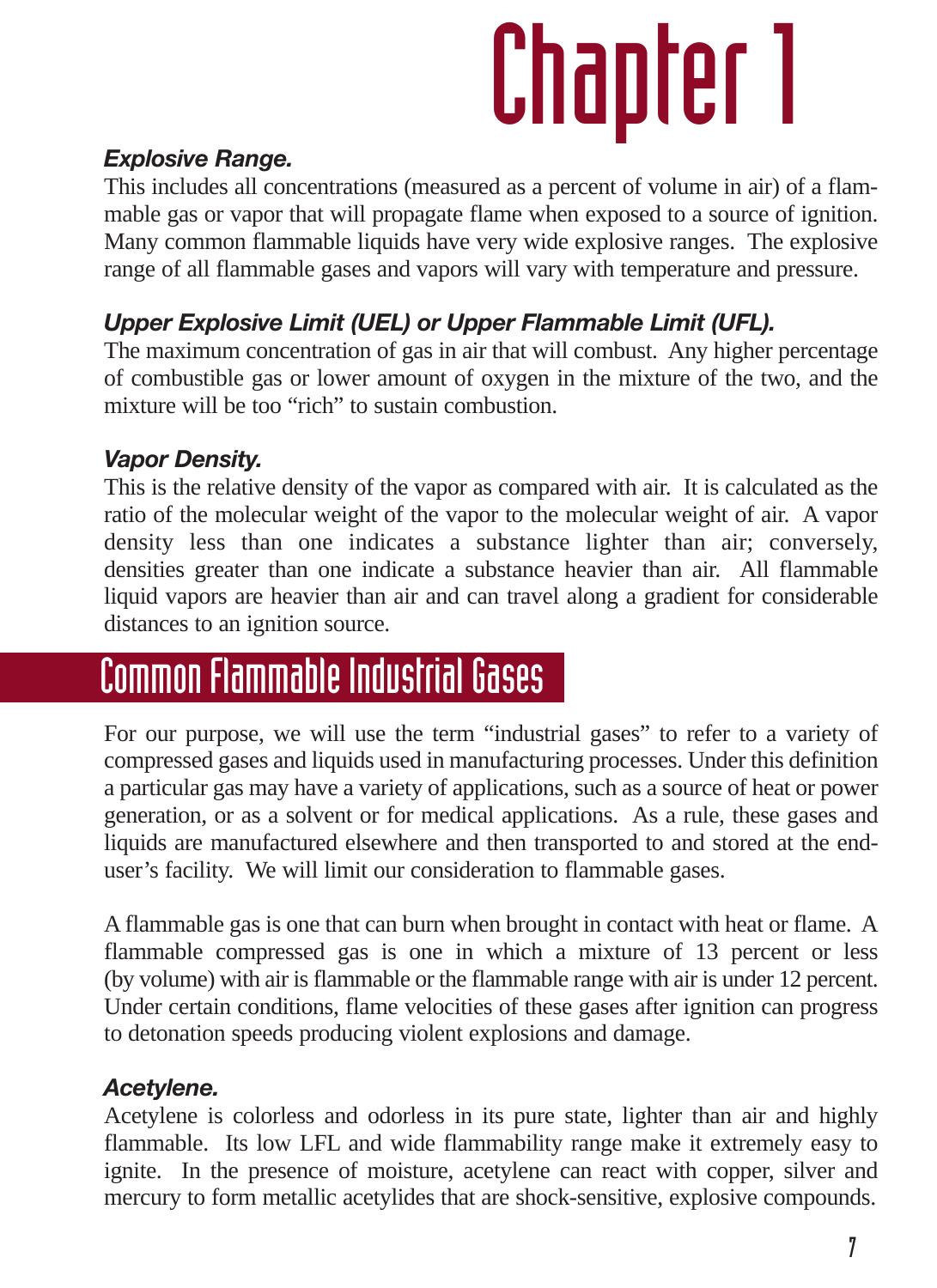# Chapter 1

***Explosive Range.***

This includes all concentrations (measured as a percent of volume in air) of a flammable gas or vapor that will propagate flame when exposed to a source of ignition. Many common flammable liquids have very wide explosive ranges. The explosive range of all flammable gases and vapors will vary with temperature and pressure.

***Upper Explosive Limit (UEL) or Upper Flammable Limit (UFL).***

The maximum concentration of gas in air that will combust. Any higher percentage of combustible gas or lower amount of oxygen in the mixture of the two, and the mixture will be too "rich" to sustain combustion.

***Vapor Density.***

This is the relative density of the vapor as compared with air. It is calculated as the ratio of the molecular weight of the vapor to the molecular weight of air. A vapor density less than one indicates a substance lighter than air; conversely, densities greater than one indicate a substance heavier than air. All flammable liquid vapors are heavier than air and can travel along a gradient for considerable distances to an ignition source.

## Common Flammable Industrial Gases

For our purpose, we will use the term "industrial gases" to refer to a variety of compressed gases and liquids used in manufacturing processes. Under this definition a particular gas may have a variety of applications, such as a source of heat or power generation, or as a solvent or for medical applications. As a rule, these gases and liquids are manufactured elsewhere and then transported to and stored at the end-user's facility. We will limit our consideration to flammable gases.

A flammable gas is one that can burn when brought in contact with heat or flame. A flammable compressed gas is one in which a mixture of 13 percent or less (by volume) with air is flammable or the flammable range with air is under 12 percent. Under certain conditions, flame velocities of these gases after ignition can progress to detonation speeds producing violent explosions and damage.

***Acetylene.***

Acetylene is colorless and odorless in its pure state, lighter than air and highly flammable. Its low LFL and wide flammability range make it extremely easy to ignite. In the presence of moisture, acetylene can react with copper, silver and mercury to form metallic acetylides that are shock-sensitive, explosive compounds.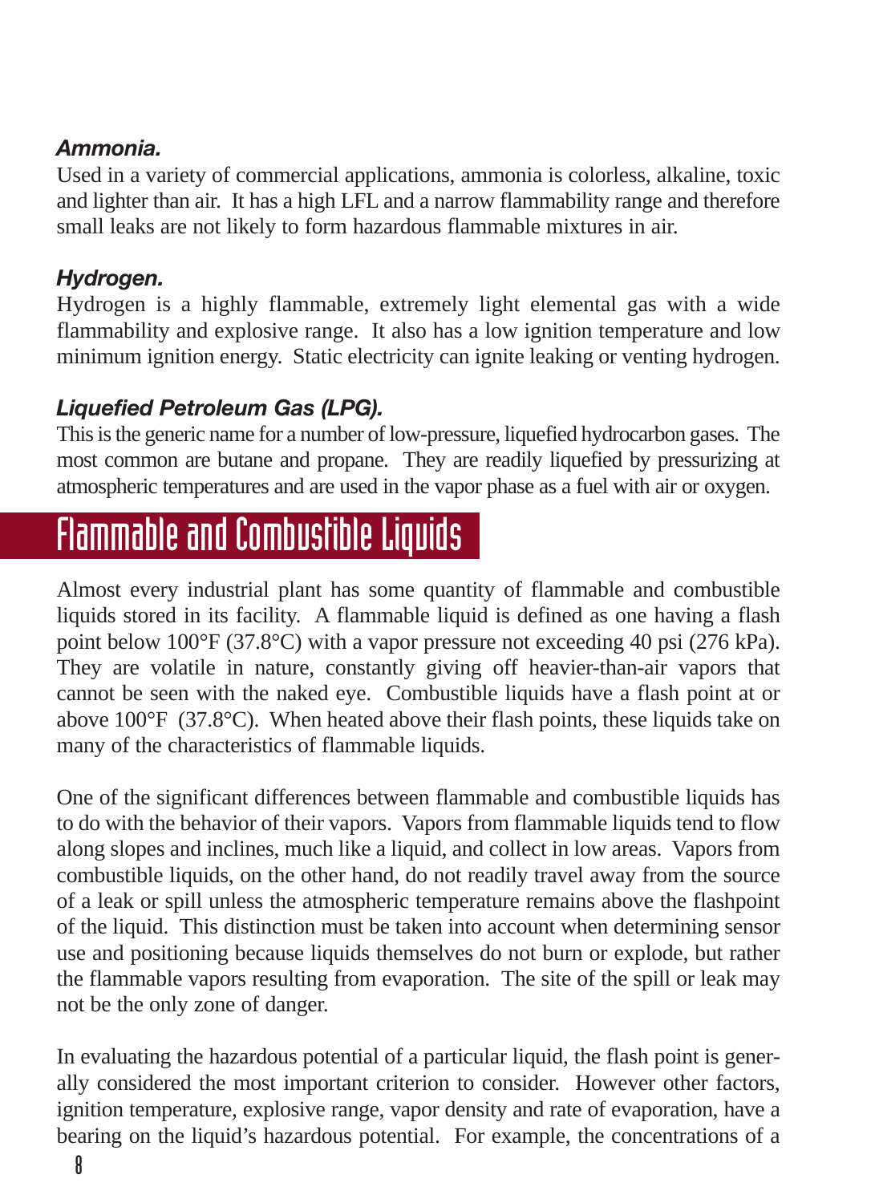### *Ammonia.*

Used in a variety of commercial applications, ammonia is colorless, alkaline, toxic and lighter than air. It has a high LFL and a narrow flammability range and therefore small leaks are not likely to form hazardous flammable mixtures in air.

### *Hydrogen.*

Hydrogen is a highly flammable, extremely light elemental gas with a wide flammability and explosive range. It also has a low ignition temperature and low minimum ignition energy. Static electricity can ignite leaking or venting hydrogen.

### *Liquefied Petroleum Gas (LPG).*

This is the generic name for a number of low-pressure, liquefied hydrocarbon gases. The most common are butane and propane. They are readily liquefied by pressurizing at atmospheric temperatures and are used in the vapor phase as a fuel with air or oxygen.

## Flammable and Combustible Liquids

Almost every industrial plant has some quantity of flammable and combustible liquids stored in its facility. A flammable liquid is defined as one having a flash point below 100°F (37.8°C) with a vapor pressure not exceeding 40 psi (276 kPa). They are volatile in nature, constantly giving off heavier-than-air vapors that cannot be seen with the naked eye. Combustible liquids have a flash point at or above 100°F (37.8°C). When heated above their flash points, these liquids take on many of the characteristics of flammable liquids.

One of the significant differences between flammable and combustible liquids has to do with the behavior of their vapors. Vapors from flammable liquids tend to flow along slopes and inclines, much like a liquid, and collect in low areas. Vapors from combustible liquids, on the other hand, do not readily travel away from the source of a leak or spill unless the atmospheric temperature remains above the flashpoint of the liquid. This distinction must be taken into account when determining sensor use and positioning because liquids themselves do not burn or explode, but rather the flammable vapors resulting from evaporation. The site of the spill or leak may not be the only zone of danger.

In evaluating the hazardous potential of a particular liquid, the flash point is generally considered the most important criterion to consider. However other factors, ignition temperature, explosive range, vapor density and rate of evaporation, have a bearing on the liquid's hazardous potential. For example, the concentrations of a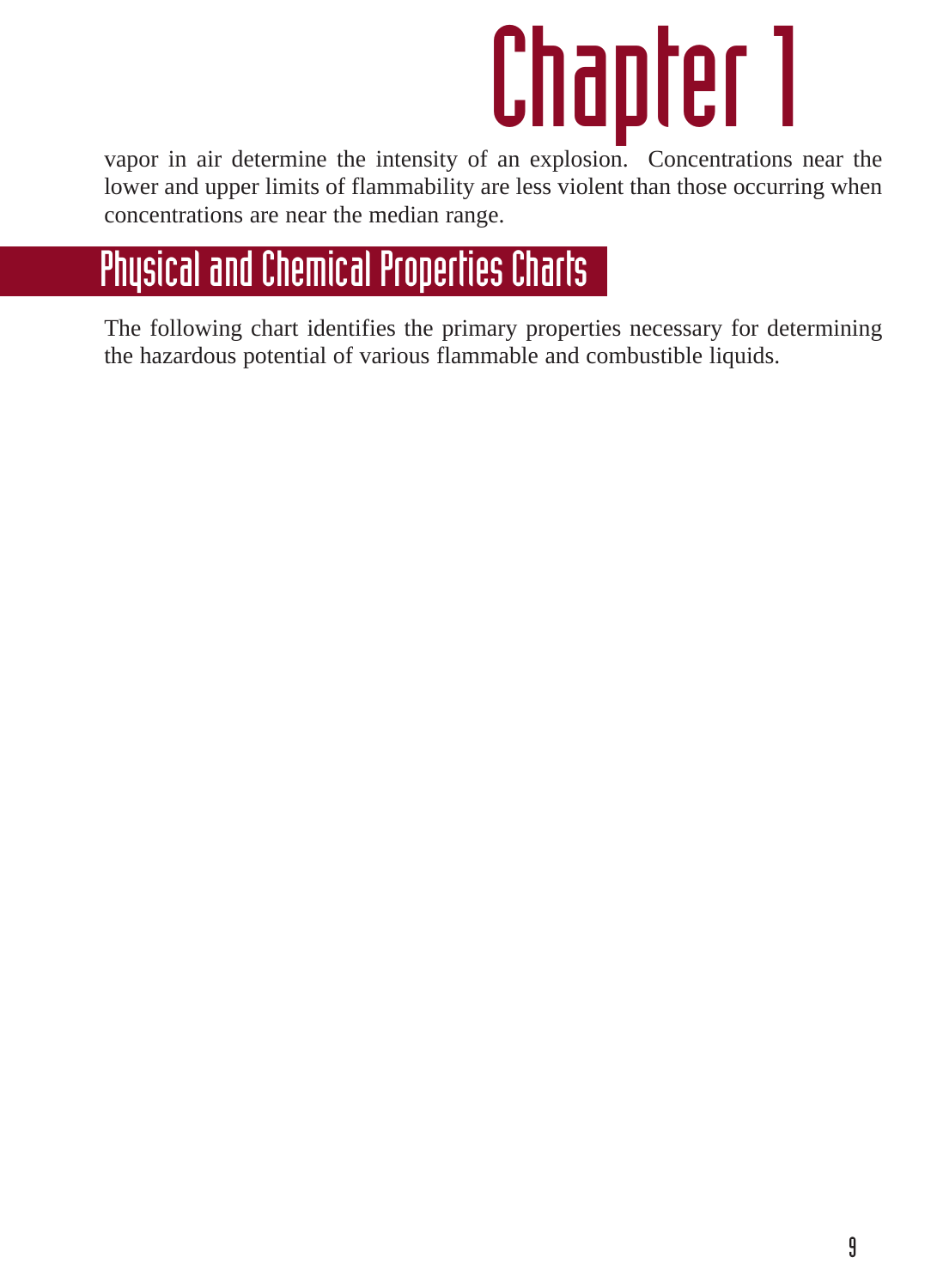vapor in air determine the intensity of an explosion. Concentrations near the lower and upper limits of flammability are less violent than those occurring when concentrations are near the median range.

## Physical and Chemical Properties Charts

The following chart identifies the primary properties necessary for determining the hazardous potential of various flammable and combustible liquids.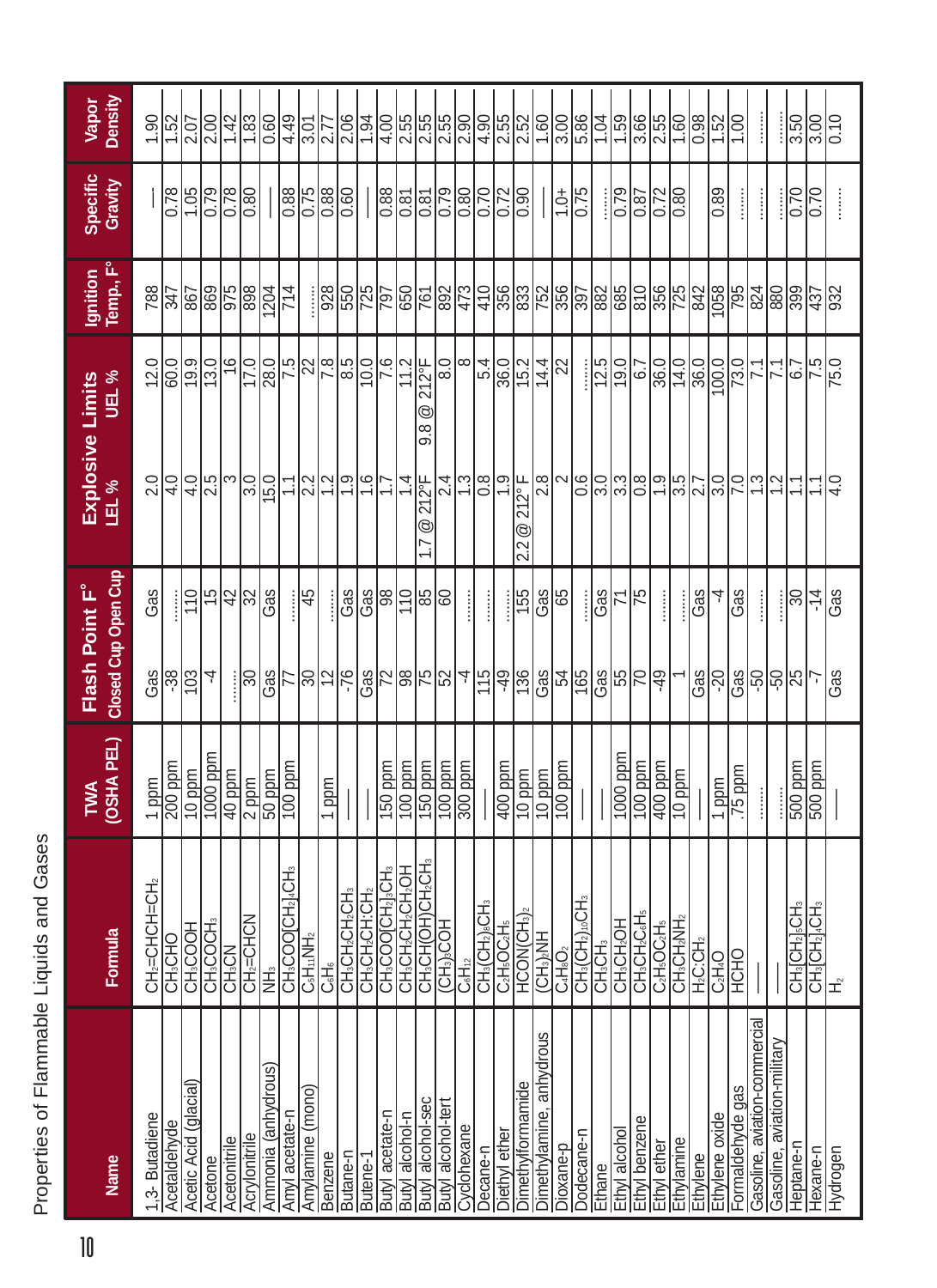# Properties of Flammable Liquids and Gases

| Name | Formula | TWA (OSHA PEL) | Flash Point F° Closed Cup | Flash Point F° Open Cup | Explosive Limits LEL % | Explosive Limits UEL % | Ignition Temp., F° | Specific Gravity | Vapor Density |
|---|---|---|---|---|---|---|---|---|---|
| 1,3- Butadiene | $CH_2$=CHCH=$CH_2$ | 1 ppm | Gas | Gas | 2.0 | 12.0 | 788 | — | 1.90 |
| Acetaldehyde | $CH_3CHO$ | 200 ppm | -38 | ........ | 4.0 | 60.0 | 347 | 0.78 | 1.52 |
| Acetic Acid (glacial) | $CH_3COOH$ | 10 ppm | 103 | 110 | 4.0 | 19.9 | 867 | 1.05 | 2.07 |
| Acetone | $CH_3COCH_3$ | 1000 ppm | -4 | 15 | 2.5 | 13.0 | 869 | 0.79 | 2.00 |
| Acetonitrile | $CH_3CN$ | 40 ppm | ........ | 42 | 3 | 16 | 975 | 0.78 | 1.42 |
| Acrylonitrile | $CH_2$=CHCN | 2 ppm | 30 | 32 | 3.0 | 17.0 | 898 | 0.80 | 1.83 |
| Ammonia (anhydrous) | $NH_3$ | 50 ppm | Gas | Gas | 15.0 | 28.0 | 1204 | — | 0.60 |
| Amyl acetate-n | $CH_3COO[CH_2]_4CH_3$ | 100 ppm | 77 | ........ | 1.1 | 7.5 | 714 | 0.88 | 4.49 |
| Amylamine (mono) | $C_5H_{11}NH_2$ | | 30 | 45 | 2.2 | 22 | ........ | 0.75 | 3.01 |
| Benzene | $C_6H_6$ | 1 ppm | 12 | ........ | 1.2 | 7.8 | 928 | 0.88 | 2.77 |
| Butane-n | $CH_3CH_2CH_2CH_3$ | — | -76 | Gas | 1.9 | 8.5 | 550 | 0.60 | 2.06 |
| Butene-1 | $CH_3CH_2CH{:}CH_2$ | — | Gas | Gas | 1.6 | 10.0 | 725 | — | 1.94 |
| Butyl acetate-n | $CH_3COO[CH_2]_3CH_3$ | 150 ppm | 72 | 98 | 1.7 | 7.6 | 797 | 0.88 | 4.00 |
| Butyl alcohol-n | $CH_3CH_2CH_2CH_2OH$ | 100 ppm | 98 | 110 | 1.4 | 11.2 | 650 | 0.81 | 2.55 |
| Butyl alcohol-sec | $CH_3CH(OH)CH_2CH_3$ | 150 ppm | 75 | 85 | 1.7 @ 212°F | 9.8 @ 212°F | 761 | 0.81 | 2.55 |
| Butyl alcohol-tert | $(CH_3)_3COH$ | 100 ppm | 52 | 60 | 2.4 | 8.0 | 892 | 0.79 | 2.55 |
| Cyclohexane | $C_6H_{12}$ | 300 ppm | -4 | ........ | 1.3 | 8 | 473 | 0.80 | 2.90 |
| Decane-n | $CH_3(CH_2)_8CH_3$ | — | 115 | ........ | 0.8 | 5.4 | 410 | 0.70 | 4.90 |
| Diethyl ether | $C_2H_5OC_2H_5$ | 400 ppm | -49 | ........ | 1.9 | 36.0 | 356 | 0.72 | 2.55 |
| Dimethylformamide | $HCON(CH_3)_2$ | 10 ppm | 136 | 155 | 2.2 @ 212° F | 15.2 | 833 | 0.90 | 2.52 |
| Dimethylamine, anhydrous | $(CH_3)_2NH$ | 10 ppm | Gas | Gas | 2.8 | 14.4 | 752 | — | 1.60 |
| Dioxane-p | $C_4H_8O_2$ | 100 ppm | 54 | 65 | 2 | 22 | 356 | 1.0+ | 3.00 |
| Dodecane-n | $CH_3(CH_2)_{10}CH_3$ | — | 165 | ........ | 0.6 | ........ | 397 | 0.75 | 5.86 |
| Ethane | $CH_3CH_3$ | — | Gas | Gas | 3.0 | 12.5 | 882 | ........ | 1.04 |
| Ethyl alcohol | $CH_3CH_2OH$ | 1000 ppm | 55 | 71 | 3.3 | 19.0 | 685 | 0.79 | 1.59 |
| Ethyl benzene | $CH_3CH_2C_6H_5$ | 100 ppm | 70 | 75 | 0.8 | 6.7 | 810 | 0.87 | 3.66 |
| Ethyl ether | $C_2H_5OC_2H_5$ | 400 ppm | -49 | ........ | 1.9 | 36.0 | 356 | 0.72 | 2.55 |
| Ethylamine | $CH_3CH_2NH_2$ | 10 ppm | 1 | ........ | 3.5 | 14.0 | 725 | 0.80 | 1.60 |
| Ethylene | $H_2C{:}CH_2$ | — | Gas | Gas | 2.7 | 36.0 | 842 | | 0.98 |
| Ethylene oxide | $C_2H_4O$ | 1 ppm | -20 | -4 | 3.0 | 100.0 | 1058 | 0.89 | 1.52 |
| Formaldehyde gas | HCHO | .75 ppm | Gas | Gas | 7.0 | 73.0 | 795 | ........ | 1.00 |
| Gasoline, aviation-commercial | — | ........ | -50 | ........ | 1.3 | 7.1 | 824 | ........ | ........ |
| Gasoline, aviation-military | — | ........ | -50 | ........ | 1.2 | 7.1 | 880 | ........ | ........ |
| Heptane-n | $CH_3[CH_2]_5CH_3$ | 500 ppm | 25 | 30 | 1.1 | 6.7 | 399 | 0.70 | 3.50 |
| Hexane-n | $CH_3[CH_2]_4CH_3$ | 500 ppm | -7 | -14 | 1.1 | 7.5 | 437 | 0.70 | 3.00 |
| Hydrogen | $H_2$ | — | Gas | Gas | 4.0 | 75.0 | 932 | ........ | 0.10 |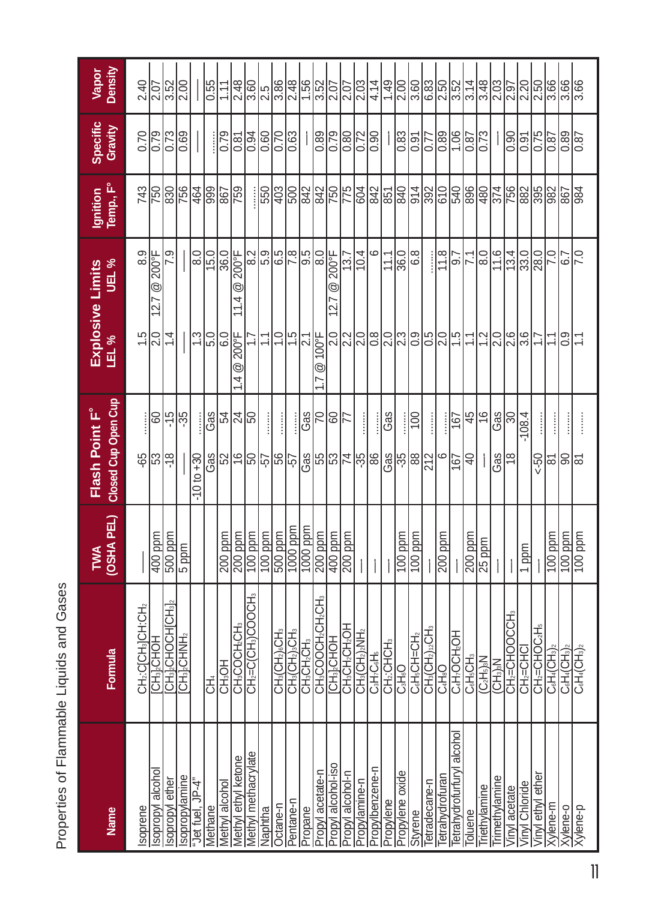# Properties of Flammable Liquids and Gases

| Name | Formula | TWA (OSHA PEL) | Flash Point F° Closed Cup | Flash Point F° Open Cup | Explosive Limits LEL % | Explosive Limits UEL % | Ignition Temp., F° | Specific Gravity | Vapor Density |
|---|---|---|---|---|---|---|---|---|---|
| Isoprene | $CH_2{:}C[CH_3]CH{:}CH_2$ | —— | -65 | ........ | 1.5 | 8.9 | 743 | 0.70 | 2.40 |
| Isopropyl alcohol | $[CH_3]_2CHOH$ | 400 ppm | 53 | 60 | 2.0 | 12.7 @ 200°F | 750 | 0.79 | 2.07 |
| Isopropyl ether | $[CH_3]_2CHOCH[CH_3]_2$ | 500 ppm | -18 | -15 | 1.4 | 7.9 | 830 | 0.73 | 3.52 |
| Isopropylamine | $[CH_3]_2CHNH_2$ | 5 ppm | —— | -35 | —— | —— | 756 | 0.69 | 2.00 |
| "Jet fuel, JP-4" | | | -10 to +30 | ........ | 1.3 | 8.0 | 464 | —— | —— |
| Methane | $CH_4$ | | Gas | Gas | 5.0 | 15.0 | 999 | ........ | 0.55 |
| Methyl alcohol | $CH_3OH$ | 200 ppm | 52 | 54 | 6.0 | 36.0 | 867 | 0.79 | 1.11 |
| Methyl ethyl ketone | $CH_3COCH_2CH_3$ | 200 ppm | 16 | 24 | 1.4 @ 200°F | 11.4 @ 200°F | 759 | 0.81 | 2.48 |
| Methyl methacrylate | $CH_2{=}C(CH_3)COOCH_3$ | 100 ppm | 50 | 50 | 1.7 | 8.2 | ........ | 0.94 | 3.60 |
| Naphtha | | 100 ppm | -57 | ........ | 1.1 | 5.9 | 550 | 0.60 | 2.5 |
| Octane-n | $CH_3(CH_2)_6CH_3$ | 500 ppm | 56 | ........ | 1.0 | 6.5 | 403 | 0.70 | 3.86 |
| Pentane-n | $CH_3(CH_2)_3CH_3$ | 1000 ppm | -57 | ........ | 1.5 | 7.8 | 500 | 0.63 | 2.48 |
| Propane | $CH_3CH_2CH_3$ | 1000 ppm | Gas | Gas | 2.1 | 9.5 | 842 | —— | 1.56 |
| Propyl acetate-n | $CH_3COOCH_2CH_2CH_3$ | 200 ppm | 55 | 70 | 1.7 @ 100°F | 8.0 | 842 | 0.89 | 3.52 |
| Propyl alcohol-iso | $[CH_3]_2CHOH$ | 400 ppm | 53 | 60 | 2.0 | 12.7 @ 200°F | 750 | 0.79 | 2.07 |
| Propyl alcohol-n | $CH_3CH_2CH_2OH$ | 200 ppm | 74 | 77 | 2.2 | 13.7 | 775 | 0.80 | 2.07 |
| Propylamine-n | $CH_3(CH_2)_2NH_2$ | —— | -35 | ........ | 2.0 | 10.4 | 604 | 0.72 | 2.03 |
| Propylbenzene-n | $C_3H_7C_6H_5$ | —— | 86 | ........ | 0.8 | 6 | 842 | 0.90 | 4.14 |
| Propylene | $CH_2{:}CHCH_3$ | —— | Gas | Gas | 2.0 | 11.1 | 851 | —— | 1.49 |
| Propylene oxide | $C_3H_6O$ | 100 ppm | -35 | ........ | 2.3 | 36.0 | 840 | 0.83 | 2.00 |
| Styrene | $C_6H_5CH{=}CH_2$ | 100 ppm | 88 | 100 | 0.9 | 6.8 | 914 | 0.91 | 3.60 |
| Tetradecane-n | $CH_3(CH_2)_{12}CH_3$ | —— | 212 | ........ | 0.5 | ........ | 392 | 0.77 | 6.83 |
| Tetrahydrofuran | $C_4H_8O$ | 200 ppm | 6 | ........ | 2.0 | 11.8 | 610 | 0.89 | 2.50 |
| Tetrahydrofurfuryl alcohol | $C_4H_7OCH_2OH$ | —— | 167 | 167 | 1.5 | 9.7 | 540 | 1.06 | 3.52 |
| Toluene | $C_6H_5CH_3$ | 200 ppm | 40 | 45 | 1.1 | 7.1 | 896 | 0.87 | 3.14 |
| Triethylamine | $(C_2H_5)_3N$ | 25 ppm | —— | 16 | 1.2 | 8.0 | 480 | 0.73 | 3.48 |
| Trimethylamine | $(CH_3)_3N$ | —— | Gas | Gas | 2.0 | 11.6 | 374 | —— | 2.03 |
| Vinyl acetate | $CH_2{=}CHOOCCH_3$ | —— | 18 | 30 | 2.6 | 13.4 | 756 | 0.90 | 2.97 |
| Vinyl Chloride | $CH_2{=}CHCl$ | 1 ppm | | -108.4 | 3.6 | 33.0 | 882 | 0.91 | 2.20 |
| Vinyl ethyl ether | $CH_2{=}CHOC_2H_5$ | —— | <-50 | ........ | 1.7 | 28.0 | 395 | 0.75 | 2.50 |
| Xylene-m | $C_6H_4(CH_3)_2$ | 100 ppm | 81 | ........ | 1.1 | 7.0 | 982 | 0.87 | 3.66 |
| Xylene-o | $C_6H_4(CH_3)_2$ | 100 ppm | 90 | ........ | 0.9 | 6.7 | 867 | 0.89 | 3.66 |
| Xylene-p | $C_6H_4(CH_3)_2$ | 100 ppm | 81 | ........ | 1.1 | 7.0 | 984 | 0.87 | 3.66 |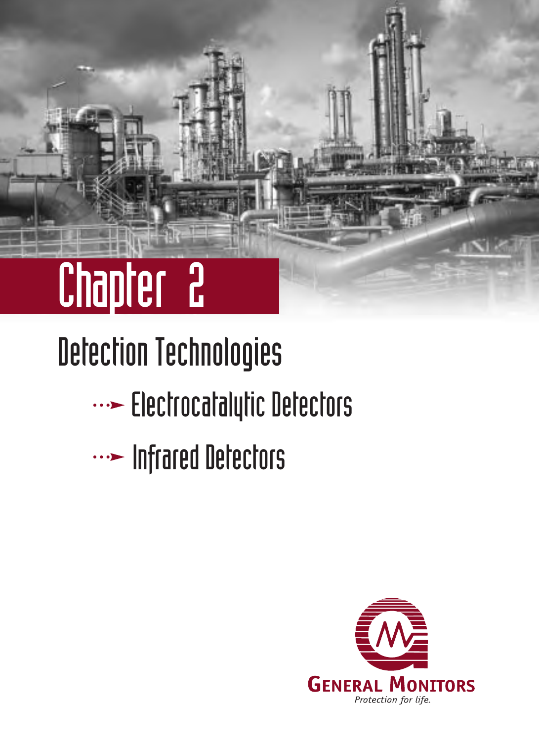# Chapter 2

## Detection Technologies

- Electrocatalytic Detectors
- Infrared Detectors

GENERAL MONITORS

*Protection for life.*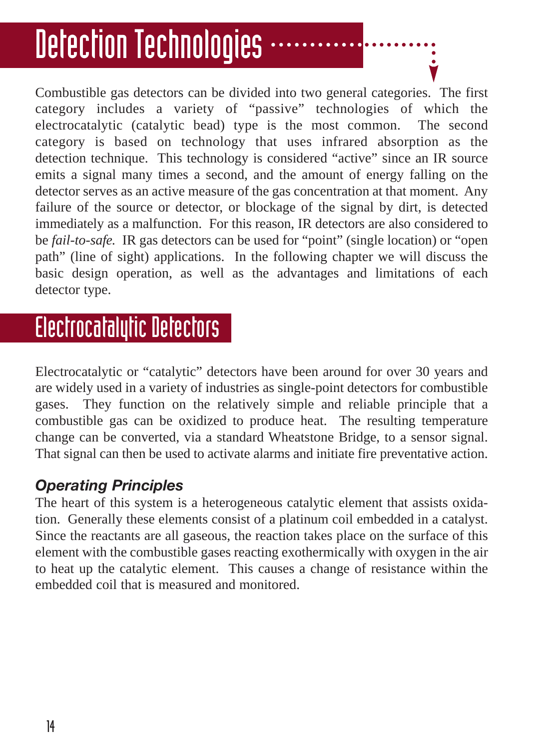# Detection Technologies

Combustible gas detectors can be divided into two general categories. The first category includes a variety of "passive" technologies of which the electrocatalytic (catalytic bead) type is the most common. The second category is based on technology that uses infrared absorption as the detection technique. This technology is considered "active" since an IR source emits a signal many times a second, and the amount of energy falling on the detector serves as an active measure of the gas concentration at that moment. Any failure of the source or detector, or blockage of the signal by dirt, is detected immediately as a malfunction. For this reason, IR detectors are also considered to be *fail-to-safe.* IR gas detectors can be used for "point" (single location) or "open path" (line of sight) applications. In the following chapter we will discuss the basic design operation, as well as the advantages and limitations of each detector type.

## Electrocatalytic Detectors

Electrocatalytic or "catalytic" detectors have been around for over 30 years and are widely used in a variety of industries as single-point detectors for combustible gases. They function on the relatively simple and reliable principle that a combustible gas can be oxidized to produce heat. The resulting temperature change can be converted, via a standard Wheatstone Bridge, to a sensor signal. That signal can then be used to activate alarms and initiate fire preventative action.

### *Operating Principles*

The heart of this system is a heterogeneous catalytic element that assists oxidation. Generally these elements consist of a platinum coil embedded in a catalyst. Since the reactants are all gaseous, the reaction takes place on the surface of this element with the combustible gases reacting exothermically with oxygen in the air to heat up the catalytic element. This causes a change of resistance within the embedded coil that is measured and monitored.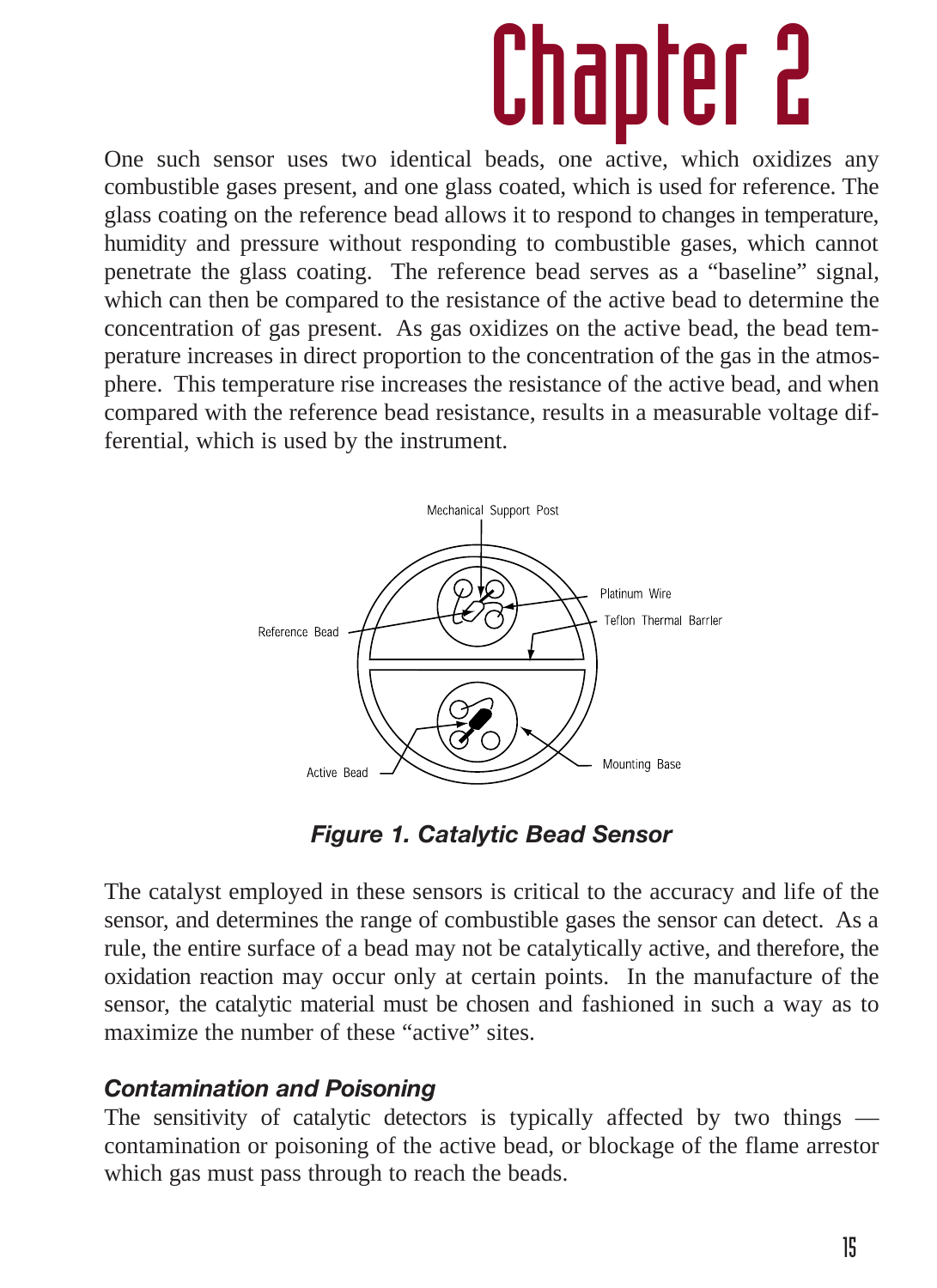# Chapter 2

One such sensor uses two identical beads, one active, which oxidizes any combustible gases present, and one glass coated, which is used for reference. The glass coating on the reference bead allows it to respond to changes in temperature, humidity and pressure without responding to combustible gases, which cannot penetrate the glass coating. The reference bead serves as a "baseline" signal, which can then be compared to the resistance of the active bead to determine the concentration of gas present. As gas oxidizes on the active bead, the bead temperature increases in direct proportion to the concentration of the gas in the atmosphere. This temperature rise increases the resistance of the active bead, and when compared with the reference bead resistance, results in a measurable voltage differential, which is used by the instrument.

***Figure 1. Catalytic Bead Sensor***

The catalyst employed in these sensors is critical to the accuracy and life of the sensor, and determines the range of combustible gases the sensor can detect. As a rule, the entire surface of a bead may not be catalytically active, and therefore, the oxidation reaction may occur only at certain points. In the manufacture of the sensor, the catalytic material must be chosen and fashioned in such a way as to maximize the number of these "active" sites.

### *Contamination and Poisoning*

The sensitivity of catalytic detectors is typically affected by two things — contamination or poisoning of the active bead, or blockage of the flame arrestor which gas must pass through to reach the beads.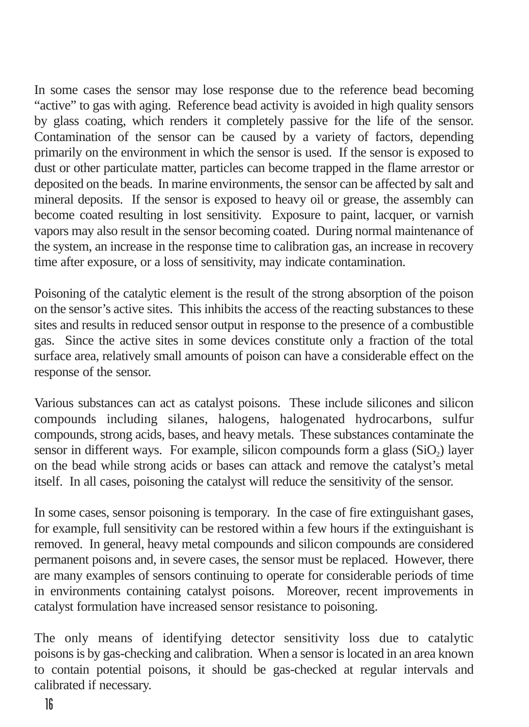In some cases the sensor may lose response due to the reference bead becoming "active" to gas with aging. Reference bead activity is avoided in high quality sensors by glass coating, which renders it completely passive for the life of the sensor. Contamination of the sensor can be caused by a variety of factors, depending primarily on the environment in which the sensor is used. If the sensor is exposed to dust or other particulate matter, particles can become trapped in the flame arrestor or deposited on the beads. In marine environments, the sensor can be affected by salt and mineral deposits. If the sensor is exposed to heavy oil or grease, the assembly can become coated resulting in lost sensitivity. Exposure to paint, lacquer, or varnish vapors may also result in the sensor becoming coated. During normal maintenance of the system, an increase in the response time to calibration gas, an increase in recovery time after exposure, or a loss of sensitivity, may indicate contamination.

Poisoning of the catalytic element is the result of the strong absorption of the poison on the sensor's active sites. This inhibits the access of the reacting substances to these sites and results in reduced sensor output in response to the presence of a combustible gas. Since the active sites in some devices constitute only a fraction of the total surface area, relatively small amounts of poison can have a considerable effect on the response of the sensor.

Various substances can act as catalyst poisons. These include silicones and silicon compounds including silanes, halogens, halogenated hydrocarbons, sulfur compounds, strong acids, bases, and heavy metals. These substances contaminate the sensor in different ways. For example, silicon compounds form a glass ($SiO_2$) layer on the bead while strong acids or bases can attack and remove the catalyst's metal itself. In all cases, poisoning the catalyst will reduce the sensitivity of the sensor.

In some cases, sensor poisoning is temporary. In the case of fire extinguishant gases, for example, full sensitivity can be restored within a few hours if the extinguishant is removed. In general, heavy metal compounds and silicon compounds are considered permanent poisons and, in severe cases, the sensor must be replaced. However, there are many examples of sensors continuing to operate for considerable periods of time in environments containing catalyst poisons. Moreover, recent improvements in catalyst formulation have increased sensor resistance to poisoning.

The only means of identifying detector sensitivity loss due to catalytic poisons is by gas-checking and calibration. When a sensor is located in an area known to contain potential poisons, it should be gas-checked at regular intervals and calibrated if necessary.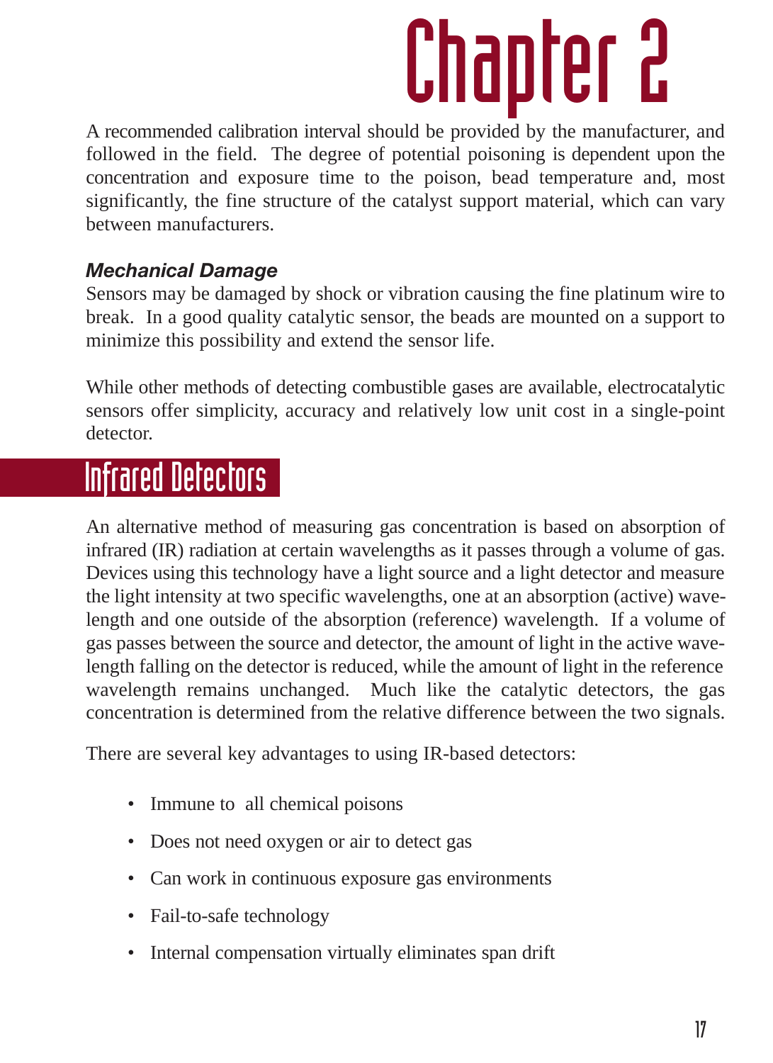A recommended calibration interval should be provided by the manufacturer, and followed in the field. The degree of potential poisoning is dependent upon the concentration and exposure time to the poison, bead temperature and, most significantly, the fine structure of the catalyst support material, which can vary between manufacturers.

### *Mechanical Damage*

Sensors may be damaged by shock or vibration causing the fine platinum wire to break. In a good quality catalytic sensor, the beads are mounted on a support to minimize this possibility and extend the sensor life.

While other methods of detecting combustible gases are available, electrocatalytic sensors offer simplicity, accuracy and relatively low unit cost in a single-point detector.

## Infrared Detectors

An alternative method of measuring gas concentration is based on absorption of infrared (IR) radiation at certain wavelengths as it passes through a volume of gas. Devices using this technology have a light source and a light detector and measure the light intensity at two specific wavelengths, one at an absorption (active) wavelength and one outside of the absorption (reference) wavelength. If a volume of gas passes between the source and detector, the amount of light in the active wavelength falling on the detector is reduced, while the amount of light in the reference wavelength remains unchanged. Much like the catalytic detectors, the gas concentration is determined from the relative difference between the two signals.

There are several key advantages to using IR-based detectors:

- Immune to all chemical poisons
- Does not need oxygen or air to detect gas
- Can work in continuous exposure gas environments
- Fail-to-safe technology
- Internal compensation virtually eliminates span drift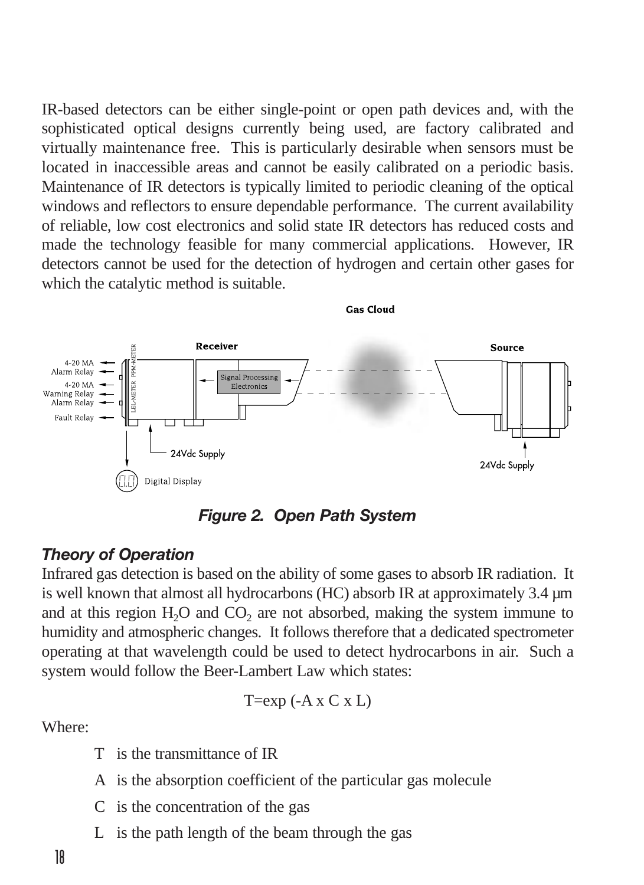IR-based detectors can be either single-point or open path devices and, with the sophisticated optical designs currently being used, are factory calibrated and virtually maintenance free. This is particularly desirable when sensors must be located in inaccessible areas and cannot be easily calibrated on a periodic basis. Maintenance of IR detectors is typically limited to periodic cleaning of the optical windows and reflectors to ensure dependable performance. The current availability of reliable, low cost electronics and solid state IR detectors has reduced costs and made the technology feasible for many commercial applications. However, IR detectors cannot be used for the detection of hydrogen and certain other gases for which the catalytic method is suitable.

***Figure 2. Open Path System***

### *Theory of Operation*

Infrared gas detection is based on the ability of some gases to absorb IR radiation. It is well known that almost all hydrocarbons (HC) absorb IR at approximately 3.4 µm and at this region $H_2O$ and $CO_2$ are not absorbed, making the system immune to humidity and atmospheric changes. It follows therefore that a dedicated spectrometer operating at that wavelength could be used to detect hydrocarbons in air. Such a system would follow the Beer-Lambert Law which states:

$$T = \exp(-A \times C \times L)$$

Where:

- T is the transmittance of IR
- A is the absorption coefficient of the particular gas molecule
- C is the concentration of the gas
- L is the path length of the beam through the gas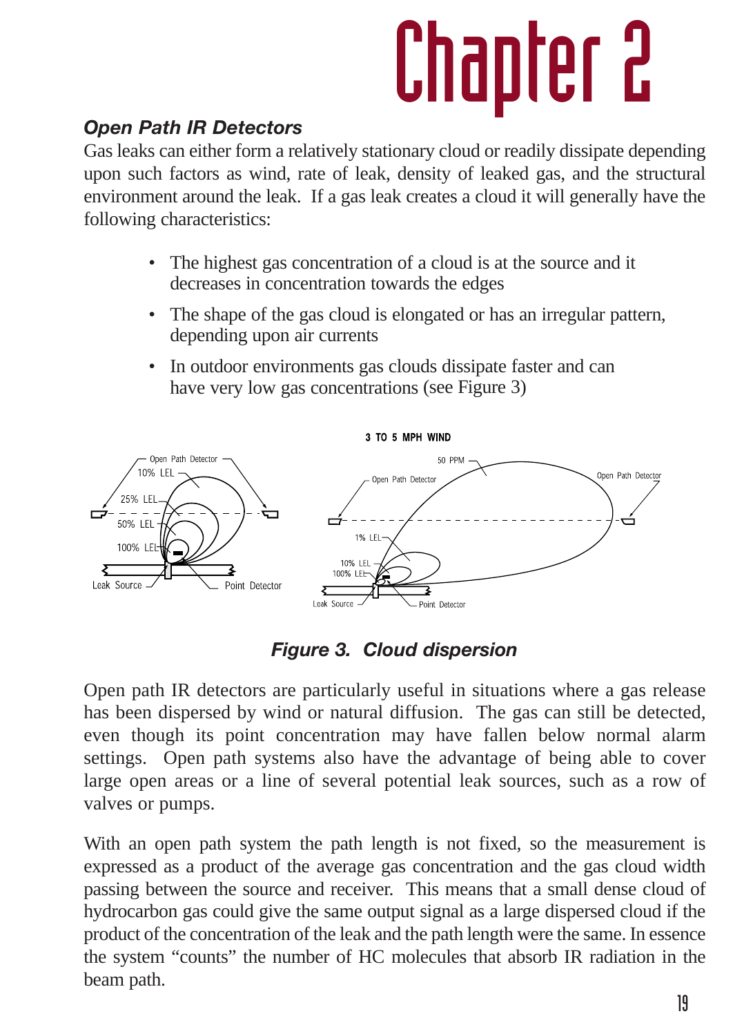# Chapter 2

## *Open Path IR Detectors*

Gas leaks can either form a relatively stationary cloud or readily dissipate depending upon such factors as wind, rate of leak, density of leaked gas, and the structural environment around the leak. If a gas leak creates a cloud it will generally have the following characteristics:

- The highest gas concentration of a cloud is at the source and it decreases in concentration towards the edges
- The shape of the gas cloud is elongated or has an irregular pattern, depending upon air currents
- In outdoor environments gas clouds dissipate faster and can have very low gas concentrations (see Figure 3)

***Figure 3. Cloud dispersion***

Open path IR detectors are particularly useful in situations where a gas release has been dispersed by wind or natural diffusion. The gas can still be detected, even though its point concentration may have fallen below normal alarm settings. Open path systems also have the advantage of being able to cover large open areas or a line of several potential leak sources, such as a row of valves or pumps.

With an open path system the path length is not fixed, so the measurement is expressed as a product of the average gas concentration and the gas cloud width passing between the source and receiver. This means that a small dense cloud of hydrocarbon gas could give the same output signal as a large dispersed cloud if the product of the concentration of the leak and the path length were the same. In essence the system "counts" the number of HC molecules that absorb IR radiation in the beam path.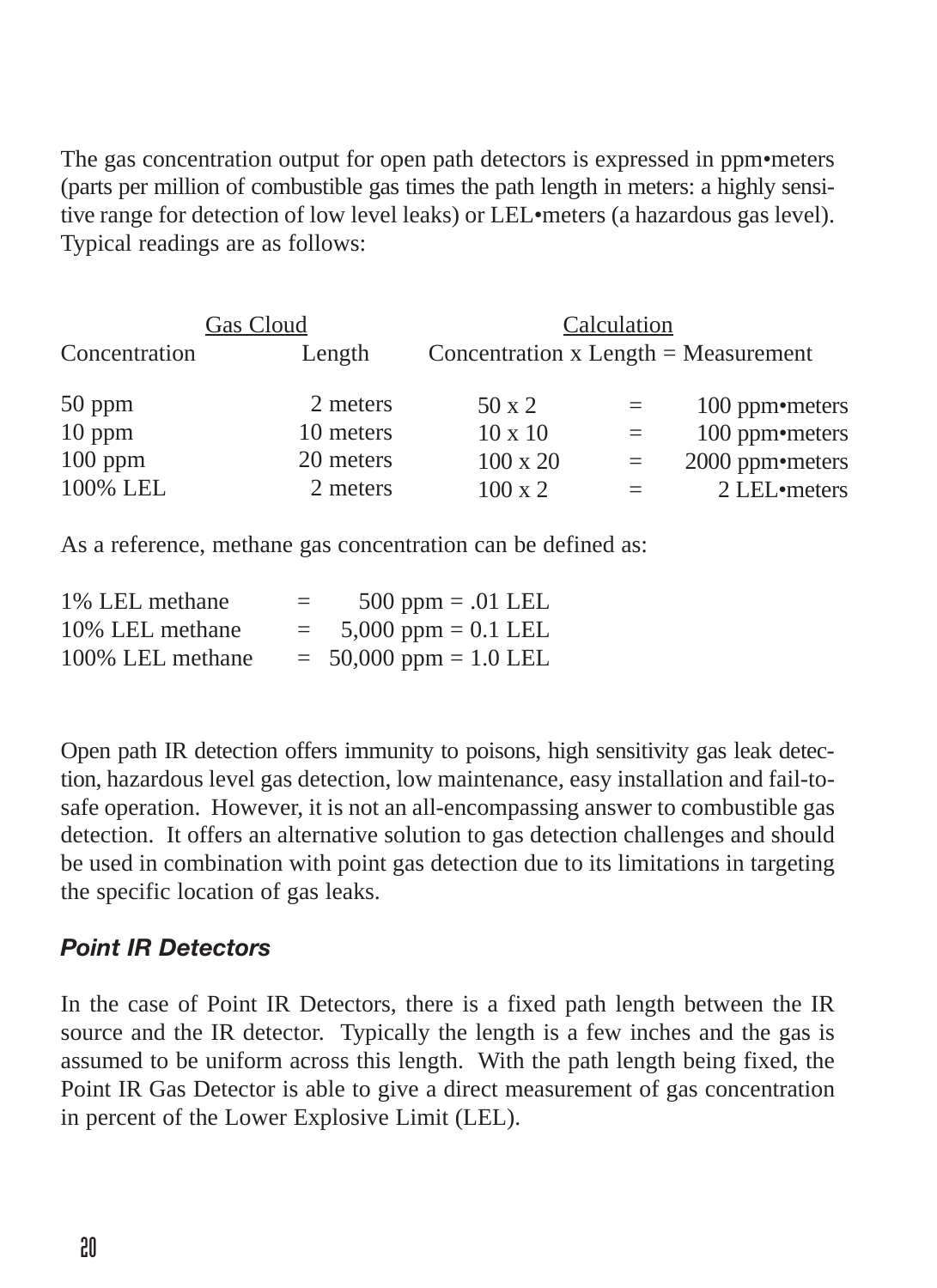The gas concentration output for open path detectors is expressed in ppm•meters (parts per million of combustible gas times the path length in meters: a highly sensitive range for detection of low level leaks) or LEL•meters (a hazardous gas level). Typical readings are as follows:

| Gas Cloud | | Calculation | | |
|---|---|---|---|---|
| Concentration | Length | Concentration x Length | = | Measurement |
| 50 ppm | 2 meters | 50 x 2 | = | 100 ppm•meters |
| 10 ppm | 10 meters | 10 x 10 | = | 100 ppm•meters |
| 100 ppm | 20 meters | 100 x 20 | = | 2000 ppm•meters |
| 100% LEL | 2 meters | 100 x 2 | = | 2 LEL•meters |

As a reference, methane gas concentration can be defined as:

| | | |
|---|---|---|
| 1% LEL methane | = | 500 ppm = .01 LEL |
| 10% LEL methane | = | 5,000 ppm = 0.1 LEL |
| 100% LEL methane | = | 50,000 ppm = 1.0 LEL |

Open path IR detection offers immunity to poisons, high sensitivity gas leak detection, hazardous level gas detection, low maintenance, easy installation and fail-to-safe operation. However, it is not an all-encompassing answer to combustible gas detection. It offers an alternative solution to gas detection challenges and should be used in combination with point gas detection due to its limitations in targeting the specific location of gas leaks.

### *Point IR Detectors*

In the case of Point IR Detectors, there is a fixed path length between the IR source and the IR detector. Typically the length is a few inches and the gas is assumed to be uniform across this length. With the path length being fixed, the Point IR Gas Detector is able to give a direct measurement of gas concentration in percent of the Lower Explosive Limit (LEL).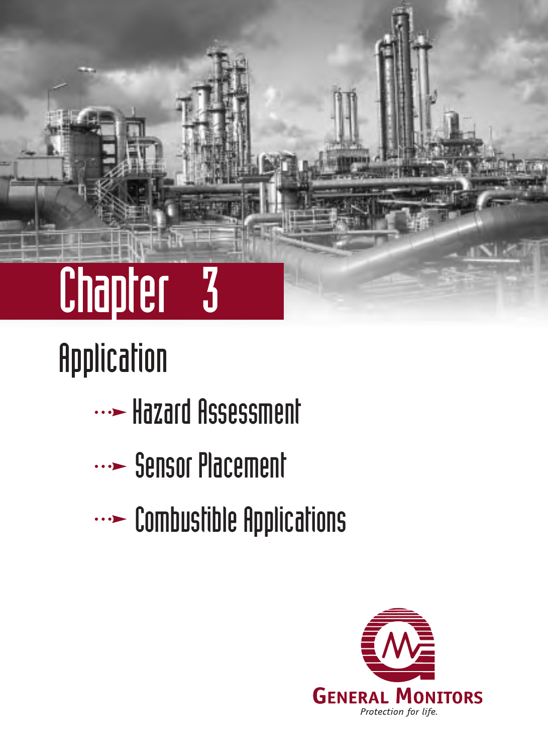# Chapter 3

## Application

- Hazard Assessment
- Sensor Placement
- Combustible Applications

GENERAL MONITORS

*Protection for life.*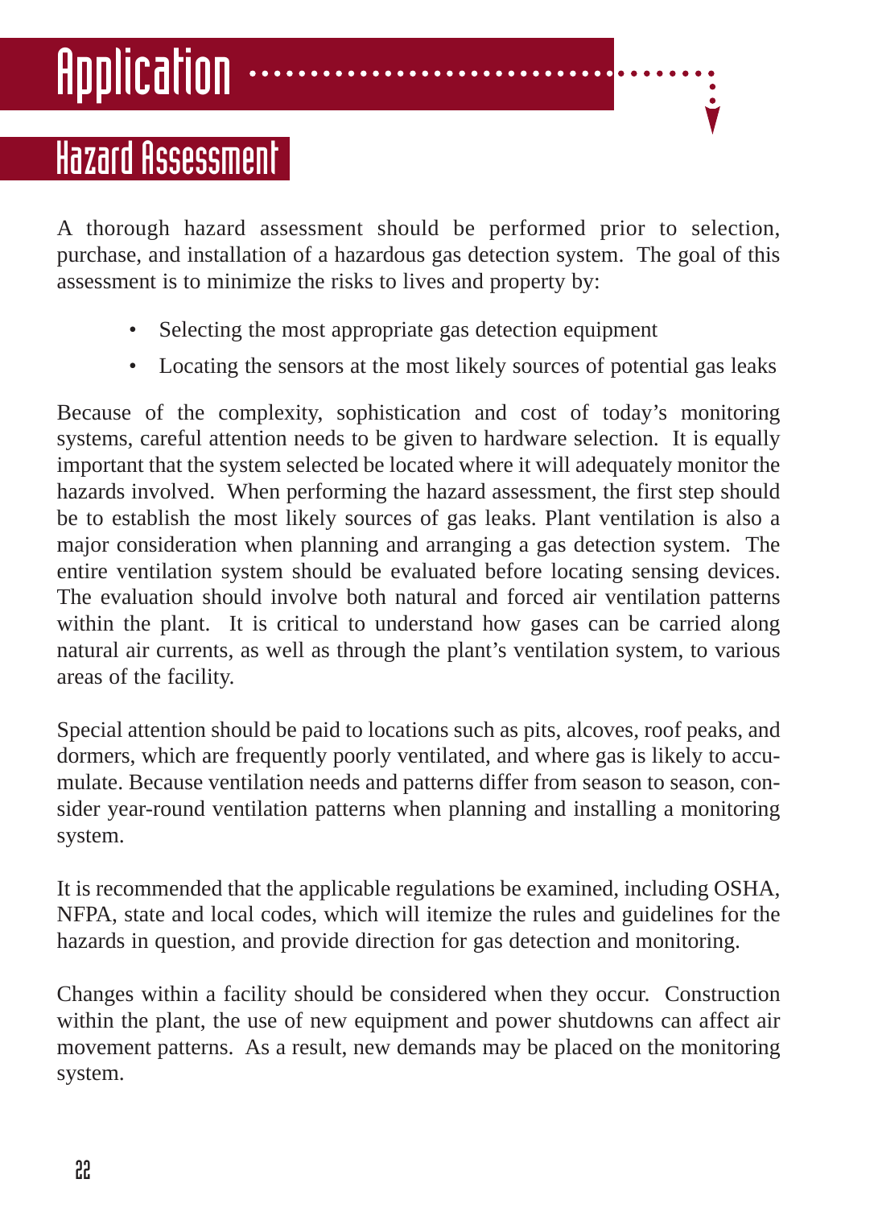# Application

## Hazard Assessment

A thorough hazard assessment should be performed prior to selection, purchase, and installation of a hazardous gas detection system. The goal of this assessment is to minimize the risks to lives and property by:

- Selecting the most appropriate gas detection equipment
- Locating the sensors at the most likely sources of potential gas leaks

Because of the complexity, sophistication and cost of today's monitoring systems, careful attention needs to be given to hardware selection. It is equally important that the system selected be located where it will adequately monitor the hazards involved. When performing the hazard assessment, the first step should be to establish the most likely sources of gas leaks. Plant ventilation is also a major consideration when planning and arranging a gas detection system. The entire ventilation system should be evaluated before locating sensing devices. The evaluation should involve both natural and forced air ventilation patterns within the plant. It is critical to understand how gases can be carried along natural air currents, as well as through the plant's ventilation system, to various areas of the facility.

Special attention should be paid to locations such as pits, alcoves, roof peaks, and dormers, which are frequently poorly ventilated, and where gas is likely to accumulate. Because ventilation needs and patterns differ from season to season, consider year-round ventilation patterns when planning and installing a monitoring system.

It is recommended that the applicable regulations be examined, including OSHA, NFPA, state and local codes, which will itemize the rules and guidelines for the hazards in question, and provide direction for gas detection and monitoring.

Changes within a facility should be considered when they occur. Construction within the plant, the use of new equipment and power shutdowns can affect air movement patterns. As a result, new demands may be placed on the monitoring system.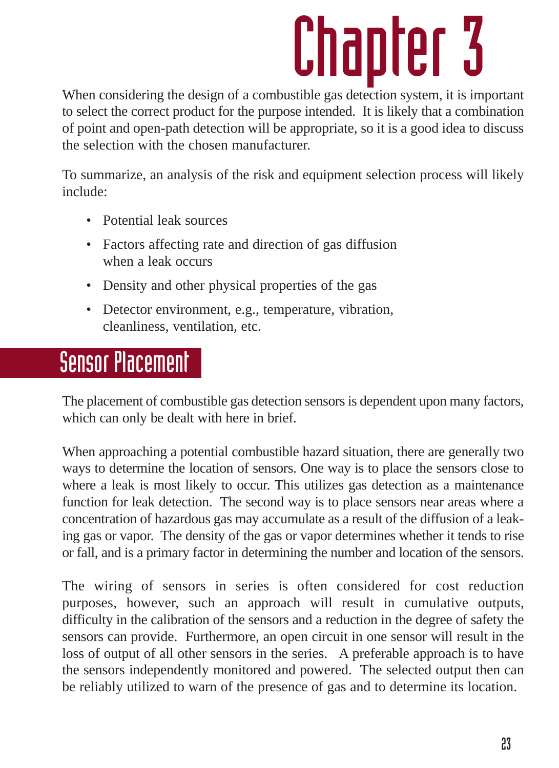# Chapter 3

When considering the design of a combustible gas detection system, it is important to select the correct product for the purpose intended. It is likely that a combination of point and open-path detection will be appropriate, so it is a good idea to discuss the selection with the chosen manufacturer.

To summarize, an analysis of the risk and equipment selection process will likely include:

- Potential leak sources
- Factors affecting rate and direction of gas diffusion when a leak occurs
- Density and other physical properties of the gas
- Detector environment, e.g., temperature, vibration, cleanliness, ventilation, etc.

## Sensor Placement

The placement of combustible gas detection sensors is dependent upon many factors, which can only be dealt with here in brief.

When approaching a potential combustible hazard situation, there are generally two ways to determine the location of sensors. One way is to place the sensors close to where a leak is most likely to occur. This utilizes gas detection as a maintenance function for leak detection. The second way is to place sensors near areas where a concentration of hazardous gas may accumulate as a result of the diffusion of a leaking gas or vapor. The density of the gas or vapor determines whether it tends to rise or fall, and is a primary factor in determining the number and location of the sensors.

The wiring of sensors in series is often considered for cost reduction purposes, however, such an approach will result in cumulative outputs, difficulty in the calibration of the sensors and a reduction in the degree of safety the sensors can provide. Furthermore, an open circuit in one sensor will result in the loss of output of all other sensors in the series. A preferable approach is to have the sensors independently monitored and powered. The selected output then can be reliably utilized to warn of the presence of gas and to determine its location.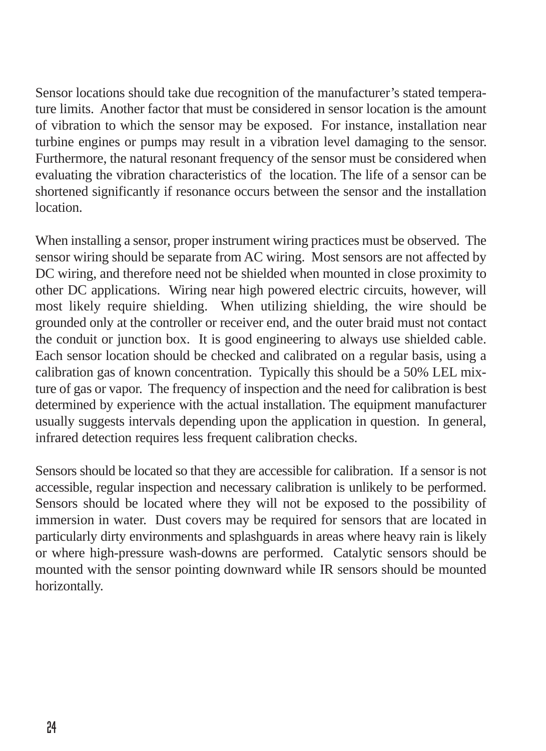Sensor locations should take due recognition of the manufacturer's stated temperature limits.  Another factor that must be considered in sensor location is the amount of vibration to which the sensor may be exposed.  For instance, installation near turbine engines or pumps may result in a vibration level damaging to the sensor. Furthermore, the natural resonant frequency of the sensor must be considered when evaluating the vibration characteristics of  the location. The life of a sensor can be shortened significantly if resonance occurs between the sensor and the installation location.

When installing a sensor, proper instrument wiring practices must be observed.  The sensor wiring should be separate from AC wiring.  Most sensors are not affected by DC wiring, and therefore need not be shielded when mounted in close proximity to other DC applications.  Wiring near high powered electric circuits, however, will most likely require shielding.  When utilizing shielding, the wire should be grounded only at the controller or receiver end, and the outer braid must not contact the conduit or junction box.  It is good engineering to always use shielded cable. Each sensor location should be checked and calibrated on a regular basis, using a calibration gas of known concentration.  Typically this should be a 50% LEL mixture of gas or vapor.  The frequency of inspection and the need for calibration is best determined by experience with the actual installation. The equipment manufacturer usually suggests intervals depending upon the application in question.  In general, infrared detection requires less frequent calibration checks.

Sensors should be located so that they are accessible for calibration.  If a sensor is not accessible, regular inspection and necessary calibration is unlikely to be performed. Sensors should be located where they will not be exposed to the possibility of immersion in water.  Dust covers may be required for sensors that are located in particularly dirty environments and splashguards in areas where heavy rain is likely or where high-pressure wash-downs are performed.  Catalytic sensors should be mounted with the sensor pointing downward while IR sensors should be mounted horizontally.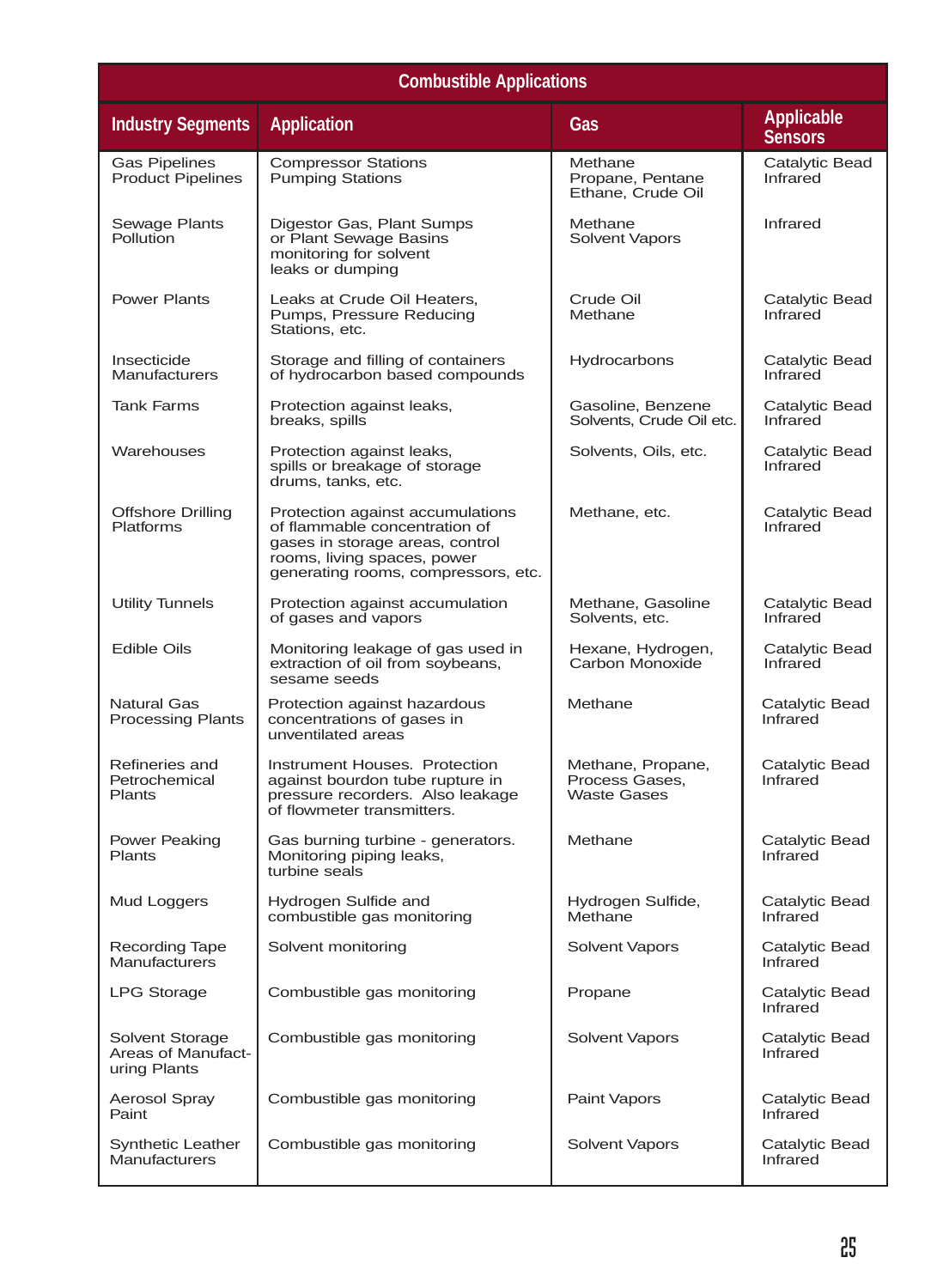| Combustible Applications | | | |
|---|---|---|---|
| **Industry Segments** | **Application** | **Gas** | **Applicable Sensors** |
| Gas Pipelines Product Pipelines | Compressor Stations Pumping Stations | Methane Propane, Pentane Ethane, Crude Oil | Catalytic Bead Infrared |
| Sewage Plants Pollution | Digestor Gas, Plant Sumps or Plant Sewage Basins monitoring for solvent leaks or dumping | Methane Solvent Vapors | Infrared |
| Power Plants | Leaks at Crude Oil Heaters, Pumps, Pressure Reducing Stations, etc. | Crude Oil Methane | Catalytic Bead Infrared |
| Insecticide Manufacturers | Storage and filling of containers of hydrocarbon based compounds | Hydrocarbons | Catalytic Bead Infrared |
| Tank Farms | Protection against leaks, breaks, spills | Gasoline, Benzene Solvents, Crude Oil etc. | Catalytic Bead Infrared |
| Warehouses | Protection against leaks, spills or breakage of storage drums, tanks, etc. | Solvents, Oils, etc. | Catalytic Bead Infrared |
| Offshore Drilling Platforms | Protection against accumulations of flammable concentration of gases in storage areas, control rooms, living spaces, power generating rooms, compressors, etc. | Methane, etc. | Catalytic Bead Infrared |
| Utility Tunnels | Protection against accumulation of gases and vapors | Methane, Gasoline Solvents, etc. | Catalytic Bead Infrared |
| Edible Oils | Monitoring leakage of gas used in extraction of oil from soybeans, sesame seeds | Hexane, Hydrogen, Carbon Monoxide | Catalytic Bead Infrared |
| Natural Gas Processing Plants | Protection against hazardous concentrations of gases in unventilated areas | Methane | Catalytic Bead Infrared |
| Refineries and Petrochemical Plants | Instrument Houses. Protection against bourdon tube rupture in pressure recorders. Also leakage of flowmeter transmitters. | Methane, Propane, Process Gases, Waste Gases | Catalytic Bead Infrared |
| Power Peaking Plants | Gas burning turbine - generators. Monitoring piping leaks, turbine seals | Methane | Catalytic Bead Infrared |
| Mud Loggers | Hydrogen Sulfide and combustible gas monitoring | Hydrogen Sulfide, Methane | Catalytic Bead Infrared |
| Recording Tape Manufacturers | Solvent monitoring | Solvent Vapors | Catalytic Bead Infrared |
| LPG Storage | Combustible gas monitoring | Propane | Catalytic Bead Infrared |
| Solvent Storage Areas of Manufacturing Plants | Combustible gas monitoring | Solvent Vapors | Catalytic Bead Infrared |
| Aerosol Spray Paint | Combustible gas monitoring | Paint Vapors | Catalytic Bead Infrared |
| Synthetic Leather Manufacturers | Combustible gas monitoring | Solvent Vapors | Catalytic Bead Infrared |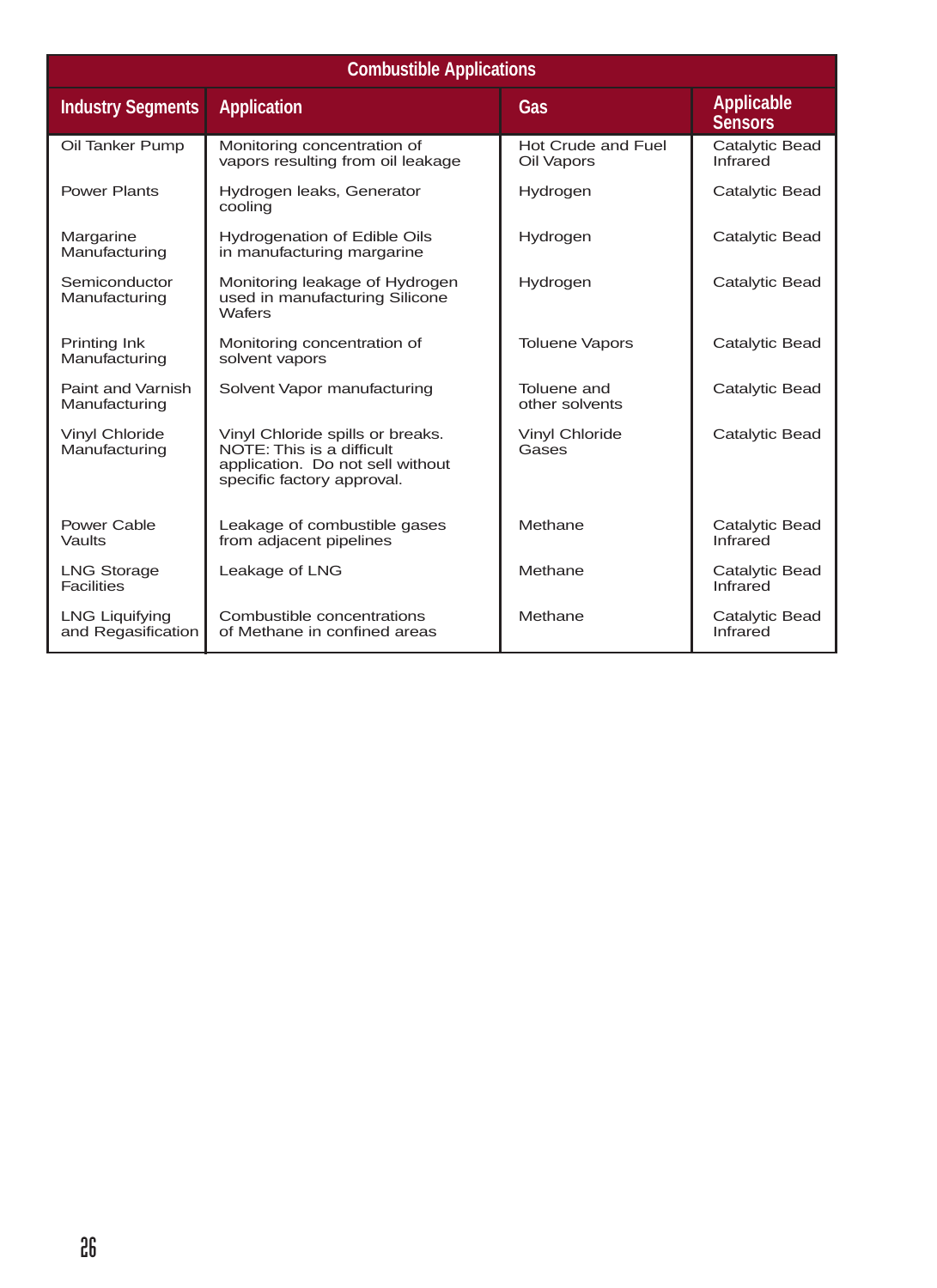| Combustible Applications | | | |
|---|---|---|---|
| **Industry Segments** | **Application** | **Gas** | **Applicable Sensors** |
| Oil Tanker Pump | Monitoring concentration of vapors resulting from oil leakage | Hot Crude and Fuel Oil Vapors | Catalytic Bead Infrared |
| Power Plants | Hydrogen leaks, Generator cooling | Hydrogen | Catalytic Bead |
| Margarine Manufacturing | Hydrogenation of Edible Oils in manufacturing margarine | Hydrogen | Catalytic Bead |
| Semiconductor Manufacturing | Monitoring leakage of Hydrogen used in manufacturing Silicone Wafers | Hydrogen | Catalytic Bead |
| Printing Ink Manufacturing | Monitoring concentration of solvent vapors | Toluene Vapors | Catalytic Bead |
| Paint and Varnish Manufacturing | Solvent Vapor manufacturing | Toluene and other solvents | Catalytic Bead |
| Vinyl Chloride Manufacturing | Vinyl Chloride spills or breaks. NOTE: This is a difficult application. Do not sell without specific factory approval. | Vinyl Chloride Gases | Catalytic Bead |
| Power Cable Vaults | Leakage of combustible gases from adjacent pipelines | Methane | Catalytic Bead Infrared |
| LNG Storage Facilities | Leakage of LNG | Methane | Catalytic Bead Infrared |
| LNG Liquifying and Regasification | Combustible concentrations of Methane in confined areas | Methane | Catalytic Bead Infrared |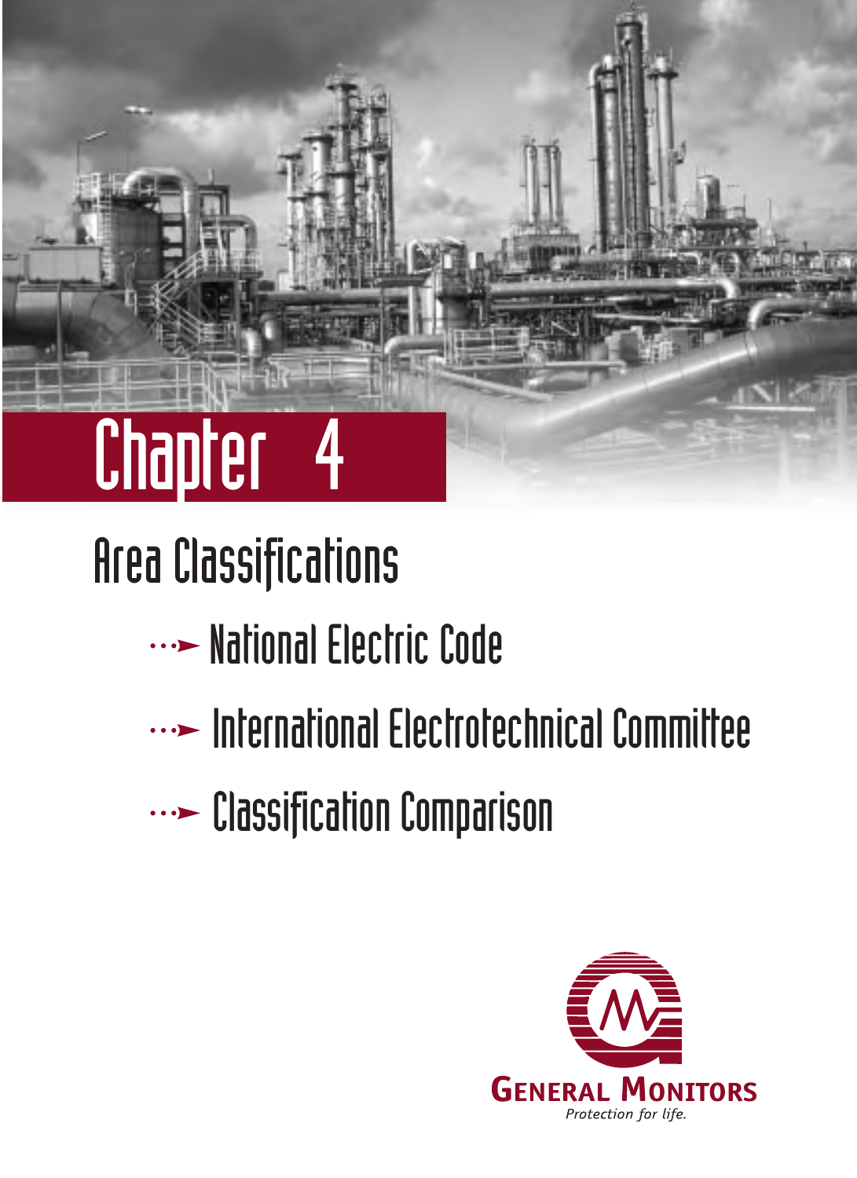# Chapter 4

## Area Classifications

- National Electric Code
- International Electrotechnical Committee
- Classification Comparison

General Monitors

*Protection for life.*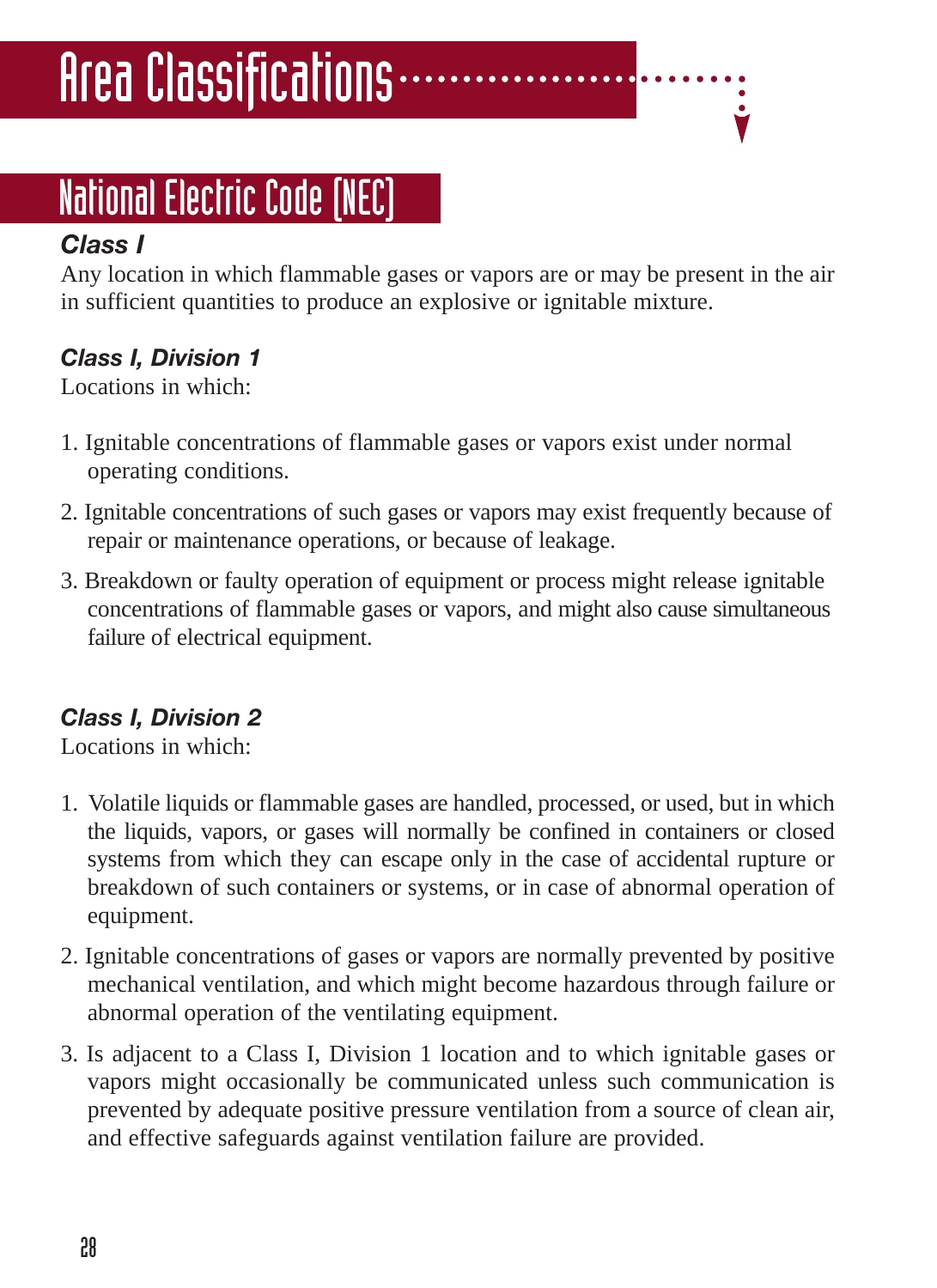# Area Classifications

## National Electric Code (NEC)

### *Class I*

Any location in which flammable gases or vapors are or may be present in the air in sufficient quantities to produce an explosive or ignitable mixture.

### *Class I, Division 1*

Locations in which:

1. Ignitable concentrations of flammable gases or vapors exist under normal operating conditions.
2. Ignitable concentrations of such gases or vapors may exist frequently because of repair or maintenance operations, or because of leakage.
3. Breakdown or faulty operation of equipment or process might release ignitable concentrations of flammable gases or vapors, and might also cause simultaneous failure of electrical equipment.

### *Class I, Division 2*

Locations in which:

1. Volatile liquids or flammable gases are handled, processed, or used, but in which the liquids, vapors, or gases will normally be confined in containers or closed systems from which they can escape only in the case of accidental rupture or breakdown of such containers or systems, or in case of abnormal operation of equipment.
2. Ignitable concentrations of gases or vapors are normally prevented by positive mechanical ventilation, and which might become hazardous through failure or abnormal operation of the ventilating equipment.
3. Is adjacent to a Class I, Division 1 location and to which ignitable gases or vapors might occasionally be communicated unless such communication is prevented by adequate positive pressure ventilation from a source of clean air, and effective safeguards against ventilation failure are provided.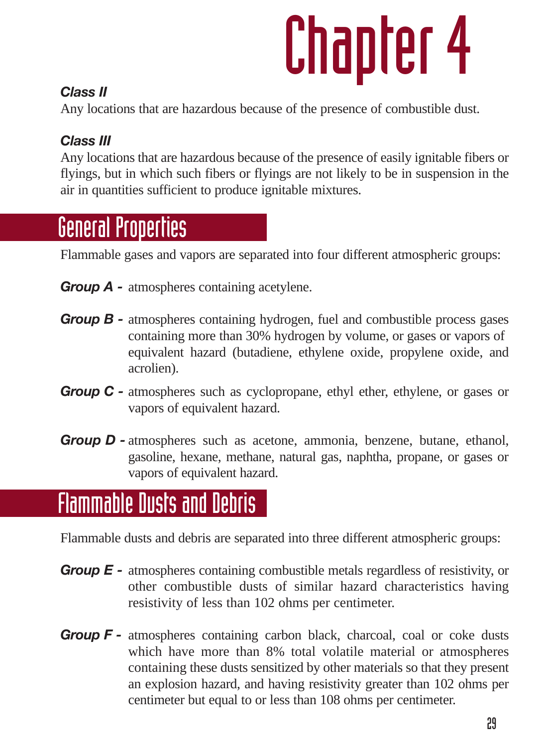### Class II

Any locations that are hazardous because of the presence of combustible dust.

### Class III

Any locations that are hazardous because of the presence of easily ignitable fibers or flyings, but in which such fibers or flyings are not likely to be in suspension in the air in quantities sufficient to produce ignitable mixtures.

## General Properties

Flammable gases and vapors are separated into four different atmospheric groups:

***Group A -*** atmospheres containing acetylene.

***Group B -*** atmospheres containing hydrogen, fuel and combustible process gases containing more than 30% hydrogen by volume, or gases or vapors of equivalent hazard (butadiene, ethylene oxide, propylene oxide, and acrolien).

***Group C -*** atmospheres such as cyclopropane, ethyl ether, ethylene, or gases or vapors of equivalent hazard.

***Group D -*** atmospheres such as acetone, ammonia, benzene, butane, ethanol, gasoline, hexane, methane, natural gas, naphtha, propane, or gases or vapors of equivalent hazard.

## Flammable Dusts and Debris

Flammable dusts and debris are separated into three different atmospheric groups:

***Group E -*** atmospheres containing combustible metals regardless of resistivity, or other combustible dusts of similar hazard characteristics having resistivity of less than 102 ohms per centimeter.

***Group F -*** atmospheres containing carbon black, charcoal, coal or coke dusts which have more than 8% total volatile material or atmospheres containing these dusts sensitized by other materials so that they present an explosion hazard, and having resistivity greater than 102 ohms per centimeter but equal to or less than 108 ohms per centimeter.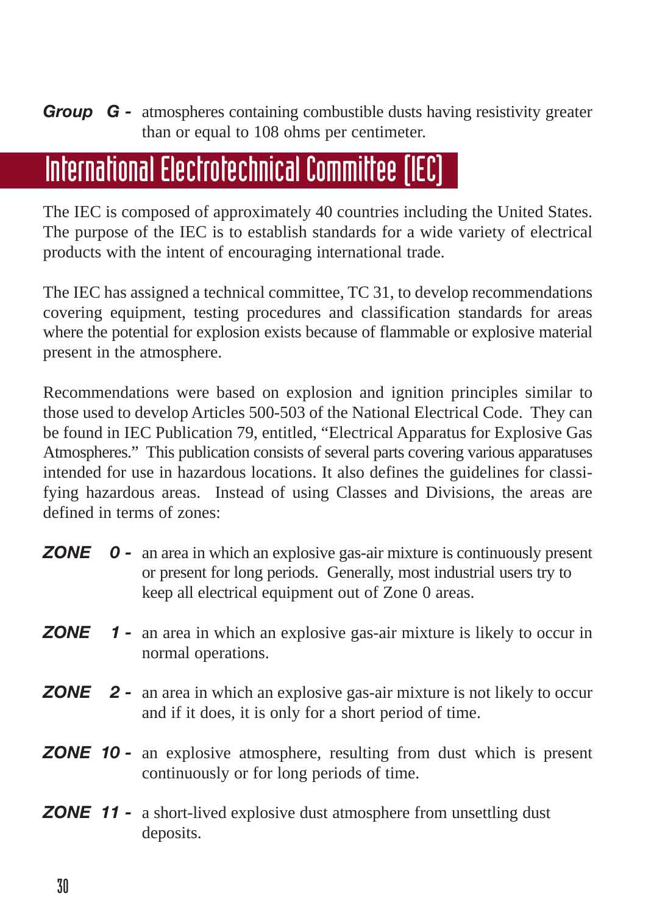**Group G -** atmospheres containing combustible dusts having resistivity greater than or equal to 108 ohms per centimeter.

## International Electrotechnical Committee (IEC)

The IEC is composed of approximately 40 countries including the United States. The purpose of the IEC is to establish standards for a wide variety of electrical products with the intent of encouraging international trade.

The IEC has assigned a technical committee, TC 31, to develop recommendations covering equipment, testing procedures and classification standards for areas where the potential for explosion exists because of flammable or explosive material present in the atmosphere.

Recommendations were based on explosion and ignition principles similar to those used to develop Articles 500-503 of the National Electrical Code. They can be found in IEC Publication 79, entitled, "Electrical Apparatus for Explosive Gas Atmospheres." This publication consists of several parts covering various apparatuses intended for use in hazardous locations. It also defines the guidelines for classifying hazardous areas. Instead of using Classes and Divisions, the areas are defined in terms of zones:

**ZONE 0 -** an area in which an explosive gas-air mixture is continuously present or present for long periods. Generally, most industrial users try to keep all electrical equipment out of Zone 0 areas.

**ZONE 1 -** an area in which an explosive gas-air mixture is likely to occur in normal operations.

**ZONE 2 -** an area in which an explosive gas-air mixture is not likely to occur and if it does, it is only for a short period of time.

**ZONE 10 -** an explosive atmosphere, resulting from dust which is present continuously or for long periods of time.

**ZONE 11 -** a short-lived explosive dust atmosphere from unsettling dust deposits.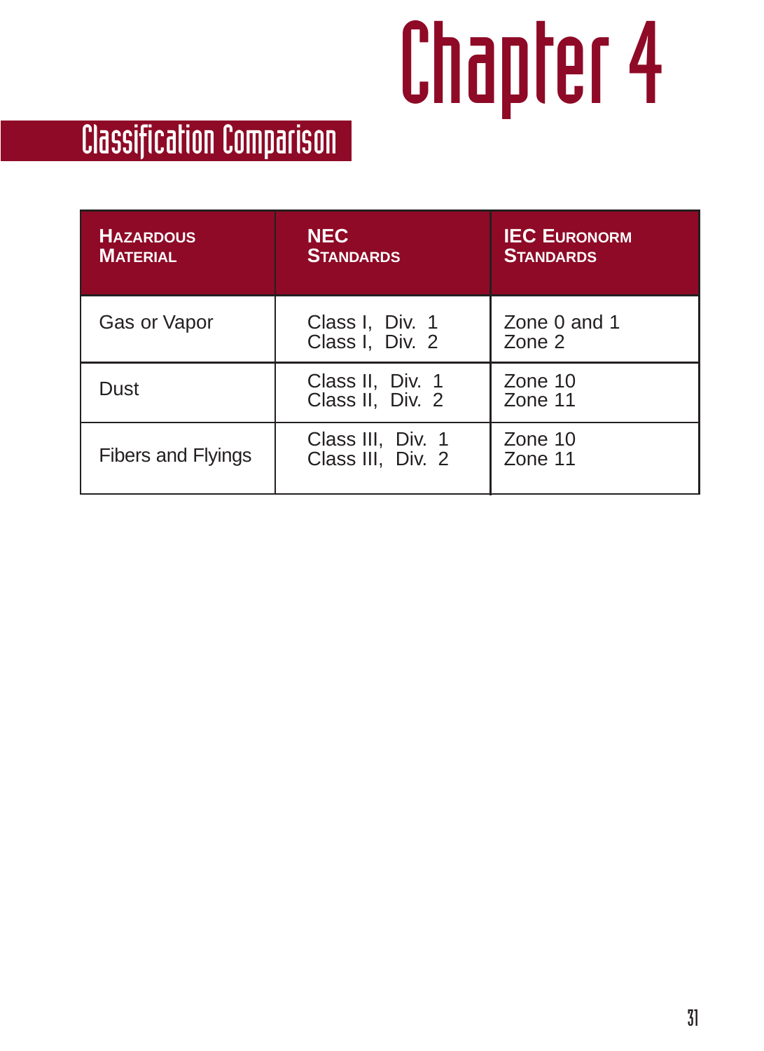# Chapter 4

## Classification Comparison

| HAZARDOUS MATERIAL | NEC STANDARDS | IEC EURONORM STANDARDS |
|---|---|---|
| Gas or Vapor | Class I, Div. 1<br>Class I, Div. 2 | Zone 0 and 1<br>Zone 2 |
| Dust | Class II, Div. 1<br>Class II, Div. 2 | Zone 10<br>Zone 11 |
| Fibers and Flyings | Class III, Div. 1<br>Class III, Div. 2 | Zone 10<br>Zone 11 |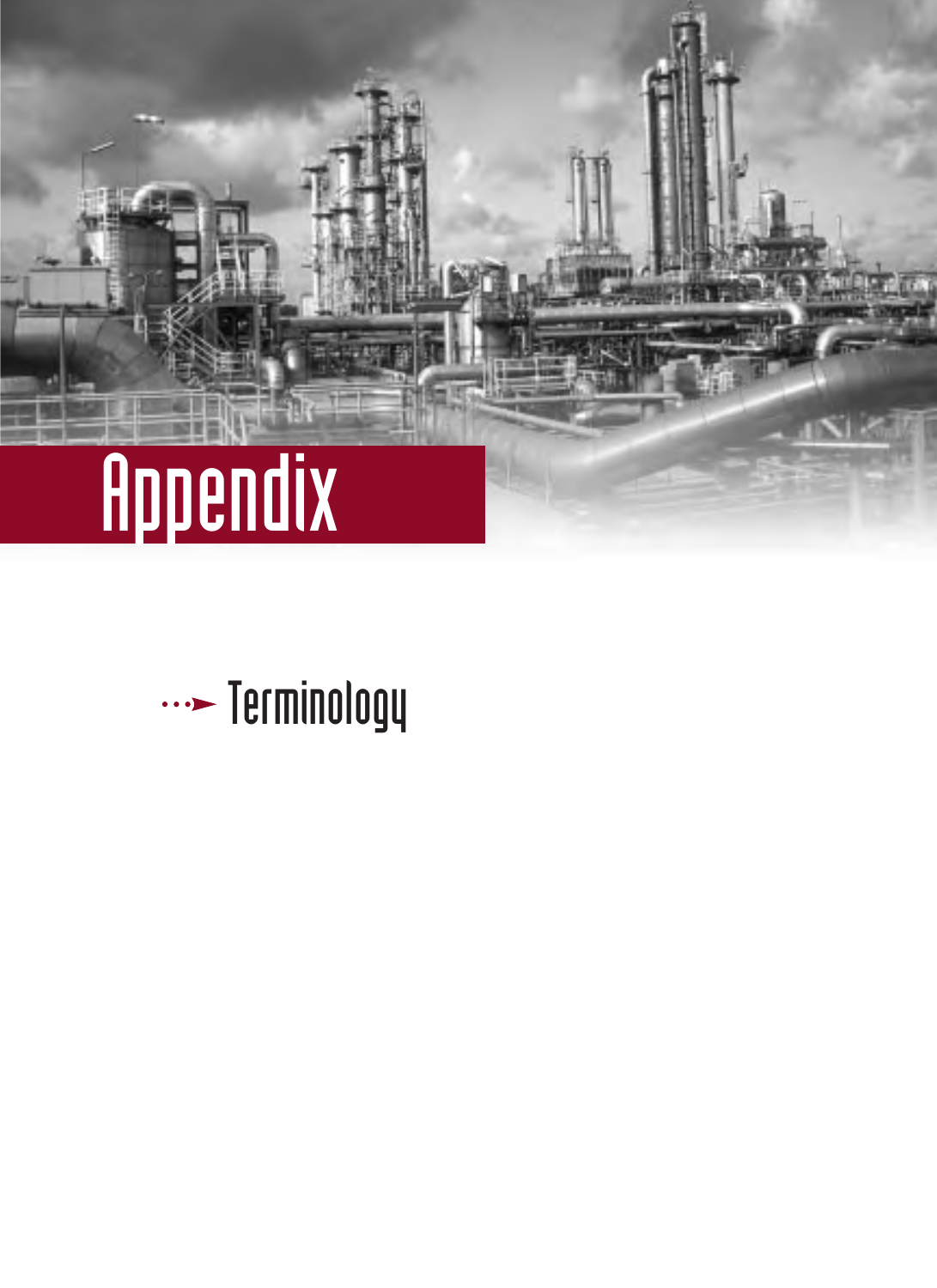# Appendix

- Terminology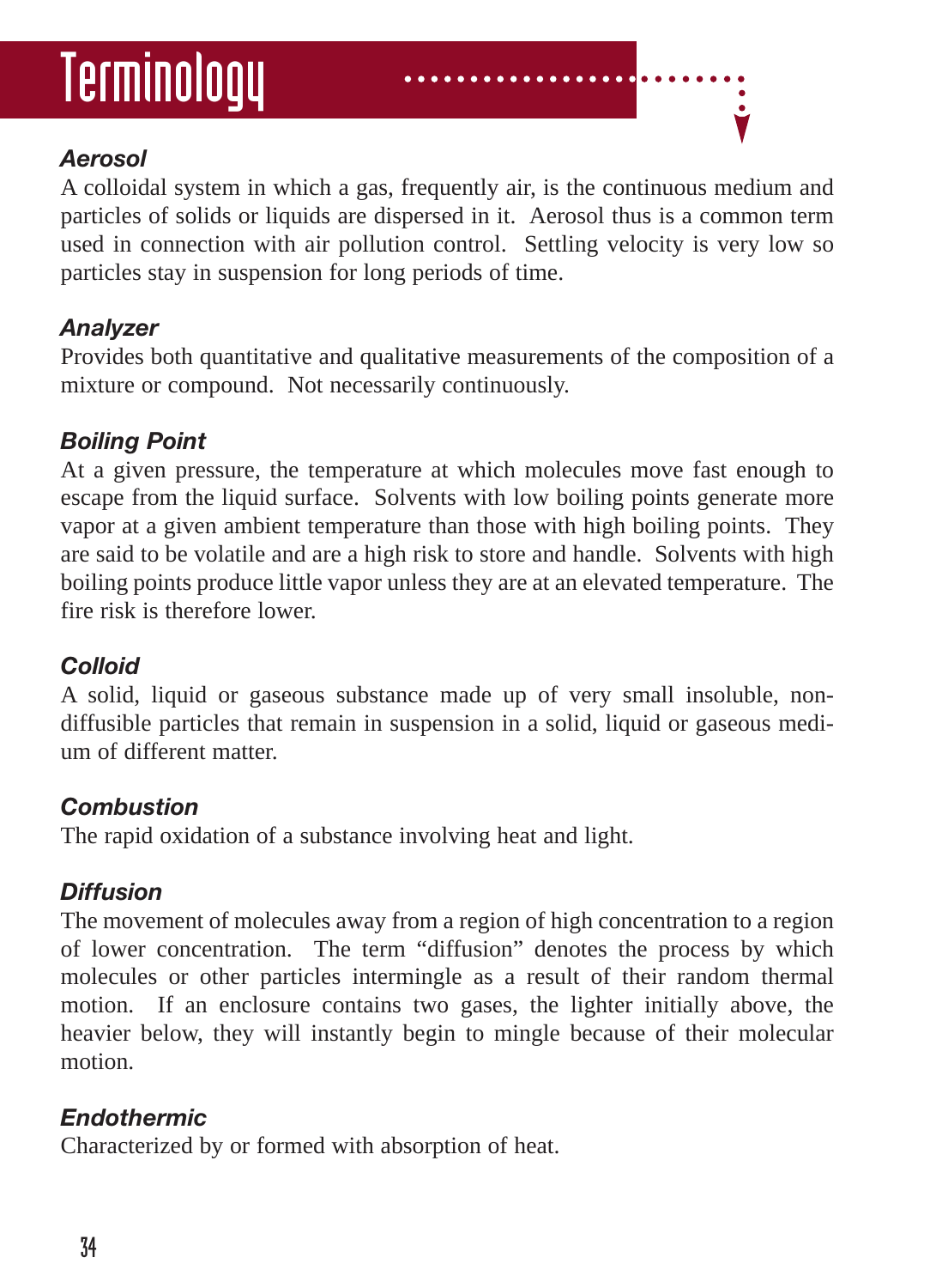# Terminology

### *Aerosol*

A colloidal system in which a gas, frequently air, is the continuous medium and particles of solids or liquids are dispersed in it. Aerosol thus is a common term used in connection with air pollution control. Settling velocity is very low so particles stay in suspension for long periods of time.

### *Analyzer*

Provides both quantitative and qualitative measurements of the composition of a mixture or compound. Not necessarily continuously.

### *Boiling Point*

At a given pressure, the temperature at which molecules move fast enough to escape from the liquid surface. Solvents with low boiling points generate more vapor at a given ambient temperature than those with high boiling points. They are said to be volatile and are a high risk to store and handle. Solvents with high boiling points produce little vapor unless they are at an elevated temperature. The fire risk is therefore lower.

### *Colloid*

A solid, liquid or gaseous substance made up of very small insoluble, non-diffusible particles that remain in suspension in a solid, liquid or gaseous medium of different matter.

### *Combustion*

The rapid oxidation of a substance involving heat and light.

### *Diffusion*

The movement of molecules away from a region of high concentration to a region of lower concentration. The term "diffusion" denotes the process by which molecules or other particles intermingle as a result of their random thermal motion. If an enclosure contains two gases, the lighter initially above, the heavier below, they will instantly begin to mingle because of their molecular motion.

### *Endothermic*

Characterized by or formed with absorption of heat.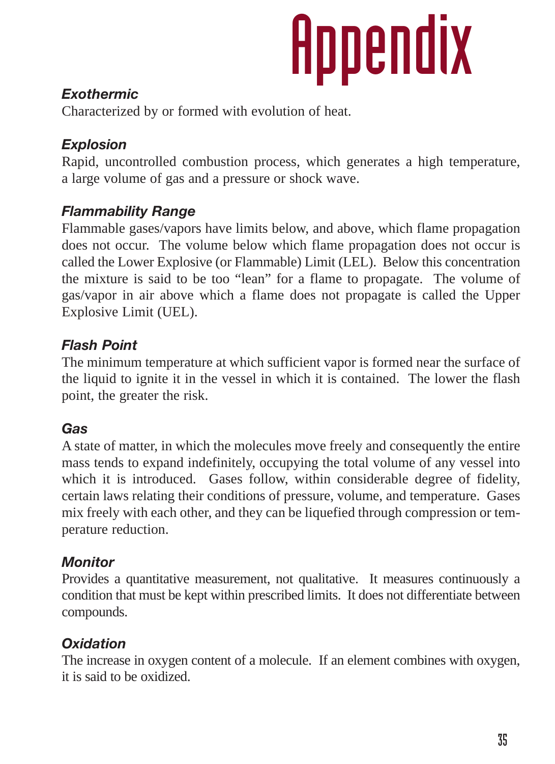# Appendix

### *Exothermic*

Characterized by or formed with evolution of heat.

### *Explosion*

Rapid, uncontrolled combustion process, which generates a high temperature, a large volume of gas and a pressure or shock wave.

### *Flammability Range*

Flammable gases/vapors have limits below, and above, which flame propagation does not occur. The volume below which flame propagation does not occur is called the Lower Explosive (or Flammable) Limit (LEL). Below this concentration the mixture is said to be too "lean" for a flame to propagate. The volume of gas/vapor in air above which a flame does not propagate is called the Upper Explosive Limit (UEL).

### *Flash Point*

The minimum temperature at which sufficient vapor is formed near the surface of the liquid to ignite it in the vessel in which it is contained. The lower the flash point, the greater the risk.

### *Gas*

A state of matter, in which the molecules move freely and consequently the entire mass tends to expand indefinitely, occupying the total volume of any vessel into which it is introduced. Gases follow, within considerable degree of fidelity, certain laws relating their conditions of pressure, volume, and temperature. Gases mix freely with each other, and they can be liquefied through compression or temperature reduction.

### *Monitor*

Provides a quantitative measurement, not qualitative. It measures continuously a condition that must be kept within prescribed limits. It does not differentiate between compounds.

### *Oxidation*

The increase in oxygen content of a molecule. If an element combines with oxygen, it is said to be oxidized.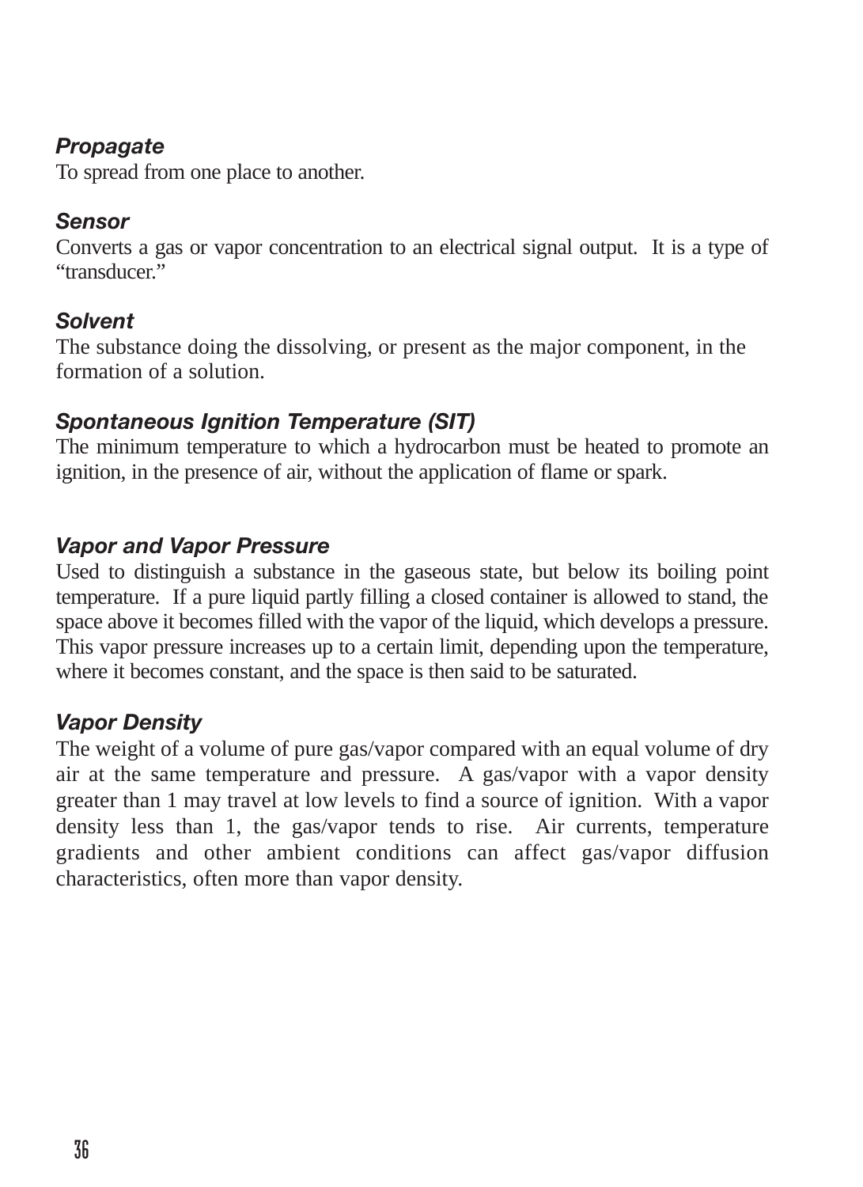### *Propagate*

To spread from one place to another.

### *Sensor*

Converts a gas or vapor concentration to an electrical signal output. It is a type of "transducer."

### *Solvent*

The substance doing the dissolving, or present as the major component, in the formation of a solution.

### *Spontaneous Ignition Temperature (SIT)*

The minimum temperature to which a hydrocarbon must be heated to promote an ignition, in the presence of air, without the application of flame or spark.

### *Vapor and Vapor Pressure*

Used to distinguish a substance in the gaseous state, but below its boiling point temperature. If a pure liquid partly filling a closed container is allowed to stand, the space above it becomes filled with the vapor of the liquid, which develops a pressure. This vapor pressure increases up to a certain limit, depending upon the temperature, where it becomes constant, and the space is then said to be saturated.

### *Vapor Density*

The weight of a volume of pure gas/vapor compared with an equal volume of dry air at the same temperature and pressure. A gas/vapor with a vapor density greater than 1 may travel at low levels to find a source of ignition. With a vapor density less than 1, the gas/vapor tends to rise. Air currents, temperature gradients and other ambient conditions can affect gas/vapor diffusion characteristics, often more than vapor density.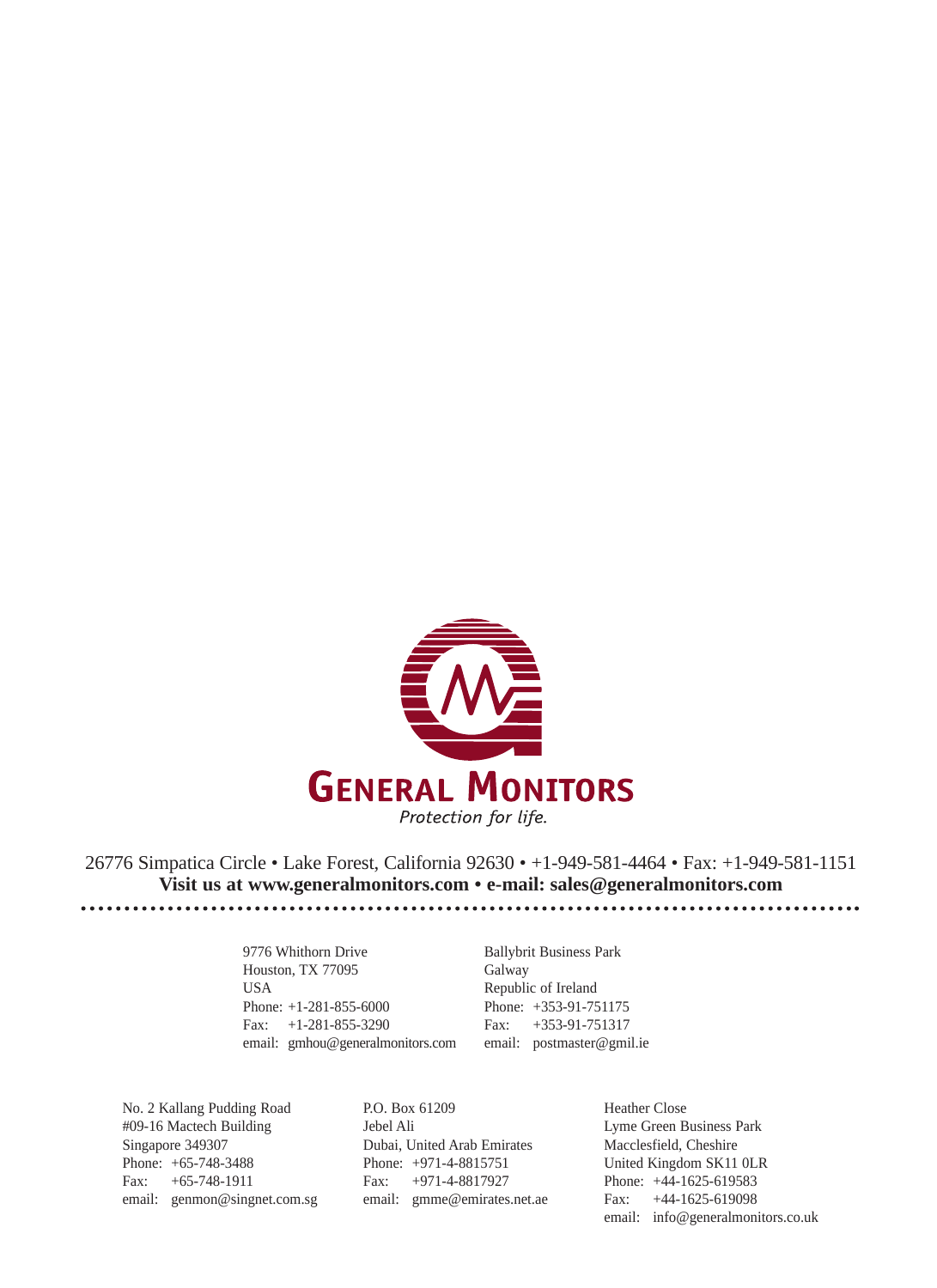**GENERAL MONITORS**

*Protection for life.*

26776 Simpatica Circle • Lake Forest, California 92630 • +1-949-581-4464 • Fax: +1-949-581-1151

**Visit us at www.generalmonitors.com • e-mail: sales@generalmonitors.com**

9776 Whithorn Drive
Houston, TX 77095
USA
Phone: +1-281-855-6000
Fax: +1-281-855-3290
email: gmhou@generalmonitors.com

Ballybrit Business Park
Galway
Republic of Ireland
Phone: +353-91-751175
Fax: +353-91-751317
email: postmaster@gmil.ie

No. 2 Kallang Pudding Road
#09-16 Mactech Building
Singapore 349307
Phone: +65-748-3488
Fax: +65-748-1911
email: genmon@singnet.com.sg

P.O. Box 61209
Jebel Ali
Dubai, United Arab Emirates
Phone: +971-4-8815751
Fax: +971-4-8817927
email: gmme@emirates.net.ae

Heather Close
Lyme Green Business Park
Macclesfield, Cheshire
United Kingdom SK11 0LR
Phone: +44-1625-619583
Fax: +44-1625-619098
email: info@generalmonitors.co.uk